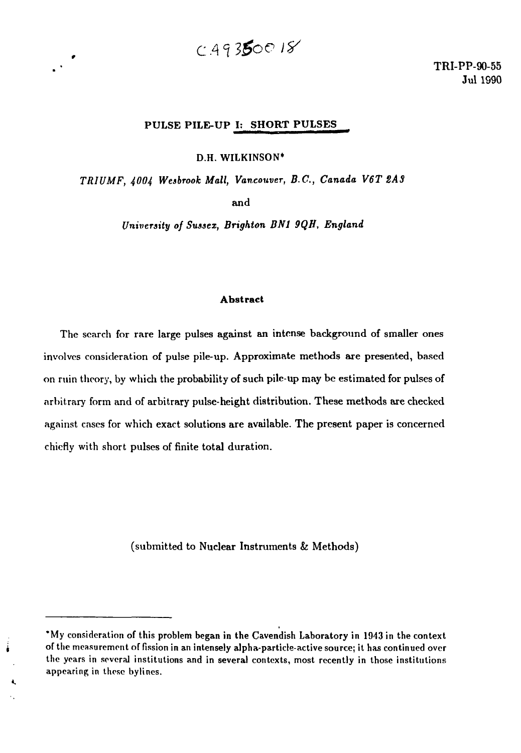CA9350018

TRI-PP-90-55
Jul 1990

# PULSE PILE-UP I: SHORT PULSES

D.H. WILKINSON*

*TRIUMF, 4004 Wesbrook Mall, Vancouver, B.C., Canada V6T 2A3*

and

*University of Sussex, Brighton BN1 9QH, England*

## Abstract

The search for rare large pulses against an intense background of smaller ones involves consideration of pulse pile-up. Approximate methods are presented, based on ruin theory, by which the probability of such pile-up may be estimated for pulses of arbitrary form and of arbitrary pulse-height distribution. These methods are checked against cases for which exact solutions are available. The present paper is concerned chiefly with short pulses of finite total duration.

(submitted to Nuclear Instruments & Methods)

*My consideration of this problem began in the Cavendish Laboratory in 1943 in the context of the measurement of fission in an intensely alpha-particle-active source; it has continued over the years in several institutions and in several contexts, most recently in those institutions appearing in these bylines.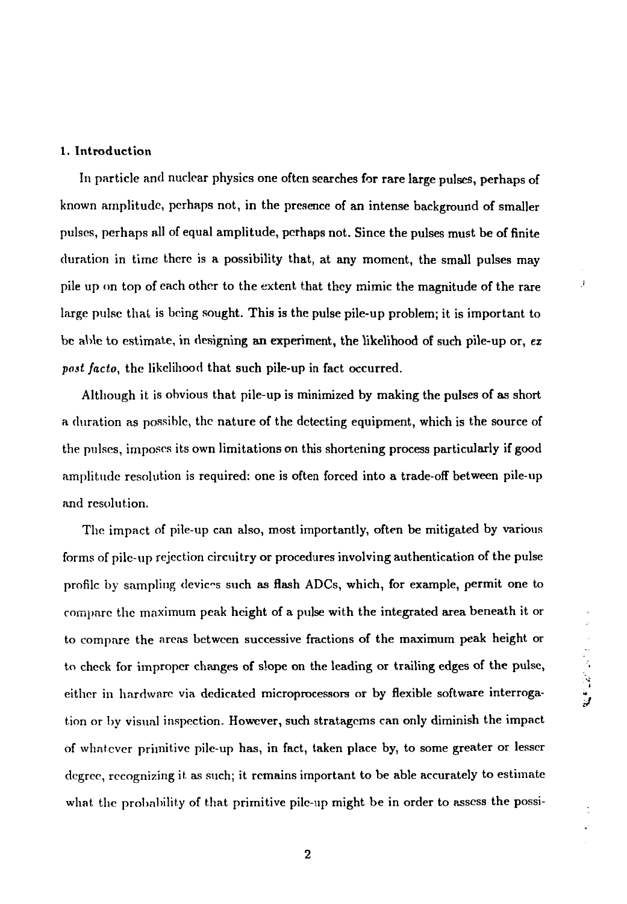## 1. Introduction

In particle and nuclear physics one often searches for rare large pulses, perhaps of known amplitude, perhaps not, in the presence of an intense background of smaller pulses, perhaps all of equal amplitude, perhaps not. Since the pulses must be of finite duration in time there is a possibility that, at any moment, the small pulses may pile up on top of each other to the extent that they mimic the magnitude of the rare large pulse that is being sought. This is the pulse pile-up problem; it is important to be able to estimate, in designing an experiment, the likelihood of such pile-up or, *ex post facto*, the likelihood that such pile-up in fact occurred.

Although it is obvious that pile-up is minimized by making the pulses of as short a duration as possible, the nature of the detecting equipment, which is the source of the pulses, imposes its own limitations on this shortening process particularly if good amplitude resolution is required: one is often forced into a trade-off between pile-up and resolution.

The impact of pile-up can also, most importantly, often be mitigated by various forms of pile-up rejection circuitry or procedures involving authentication of the pulse profile by sampling devices such as flash ADCs, which, for example, permit one to compare the maximum peak height of a pulse with the integrated area beneath it or to compare the areas between successive fractions of the maximum peak height or to check for improper changes of slope on the leading or trailing edges of the pulse, either in hardware via dedicated microprocessors or by flexible software interrogation or by visual inspection. However, such stratagems can only diminish the impact of whatever primitive pile-up has, in fact, taken place by, to some greater or lesser degree, recognizing it as such; it remains important to be able accurately to estimate what the probability of that primitive pile-up might be in order to assess the possi-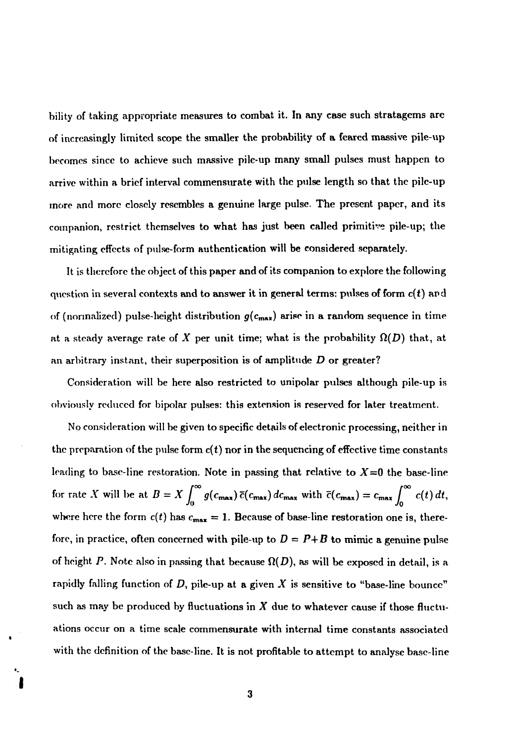bility of taking appropriate measures to combat it. In any case such stratagems are of increasingly limited scope the smaller the probability of a feared massive pile-up becomes since to achieve such massive pile-up many small pulses must happen to arrive within a brief interval commensurate with the pulse length so that the pile-up more and more closely resembles a genuine large pulse. The present paper, and its companion, restrict themselves to what has just been called primitive pile-up; the mitigating effects of pulse-form authentication will be considered separately.

It is therefore the object of this paper and of its companion to explore the following question in several contexts and to answer it in general terms: pulses of form $c(t)$ and of (normalized) pulse-height distribution $g(c_{max})$ arise in a random sequence in time at a steady average rate of $X$ per unit time; what is the probability $\Omega(D)$ that, at an arbitrary instant, their superposition is of amplitude $D$ or greater?

Consideration will be here also restricted to unipolar pulses although pile-up is obviously reduced for bipolar pulses: this extension is reserved for later treatment.

No consideration will be given to specific details of electronic processing, neither in the preparation of the pulse form $c(t)$ nor in the sequencing of effective time constants leading to base-line restoration. Note in passing that relative to $X=0$ the base-line for rate $X$ will be at $B = X\int_0^\infty g(c_{max})\,\overline{c}(c_{max})\,dc_{max}$ with $\overline{c}(c_{max}) = c_{max}\int_0^\infty c(t)\,dt$, where here the form $c(t)$ has $c_{max} = 1$. Because of base-line restoration one is, therefore, in practice, often concerned with pile-up to $D = P+B$ to mimic a genuine pulse of height $P$. Note also in passing that because $\Omega(D)$, as will be exposed in detail, is a rapidly falling function of $D$, pile-up at a given $X$ is sensitive to "base-line bounce" such as may be produced by fluctuations in $X$ due to whatever cause if those fluctuations occur on a time scale commensurate with internal time constants associated with the definition of the base-line. It is not profitable to attempt to analyse base-line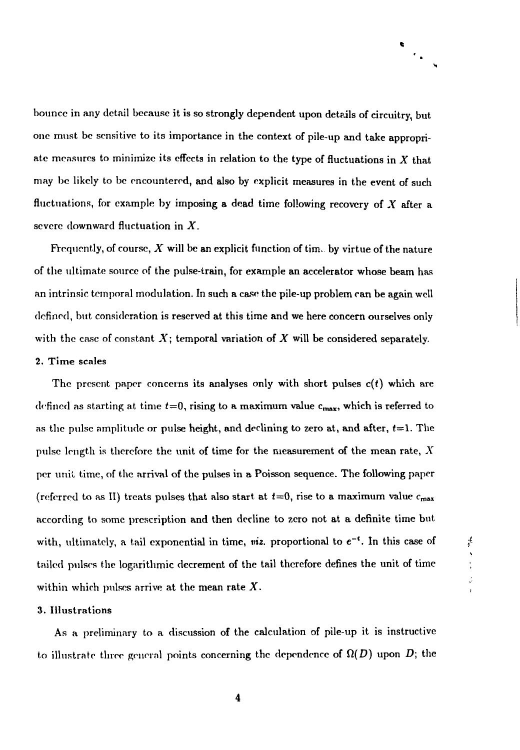bounce in any detail because it is so strongly dependent upon details of circuitry, but one must be sensitive to its importance in the context of pile-up and take appropriate measures to minimize its effects in relation to the type of fluctuations in $X$ that may be likely to be encountered, and also by explicit measures in the event of such fluctuations, for example by imposing a dead time following recovery of $X$ after a severe downward fluctuation in $X$.

Frequently, of course, $X$ will be an explicit function of time by virtue of the nature of the ultimate source of the pulse-train, for example an accelerator whose beam has an intrinsic temporal modulation. In such a case the pile-up problem can be again well defined, but consideration is reserved at this time and we here concern ourselves only with the case of constant $X$; temporal variation of $X$ will be considered separately.

## 2. Time scales

The present paper concerns its analyses only with short pulses $c(t)$ which are defined as starting at time $t=0$, rising to a maximum value $c_{max}$, which is referred to as the pulse amplitude or pulse height, and declining to zero at, and after, $t=1$. The pulse length is therefore the unit of time for the measurement of the mean rate, $X$ per unit time, of the arrival of the pulses in a Poisson sequence. The following paper (referred to as II) treats pulses that also start at $t=0$, rise to a maximum value $c_{max}$ according to some prescription and then decline to zero not at a definite time but with, ultimately, a tail exponential in time, *viz.* proportional to $e^{-t}$. In this case of tailed pulses the logarithmic decrement of the tail therefore defines the unit of time within which pulses arrive at the mean rate $X$.

## 3. Illustrations

As a preliminary to a discussion of the calculation of pile-up it is instructive to illustrate three general points concerning the dependence of $\Omega(D)$ upon $D$; the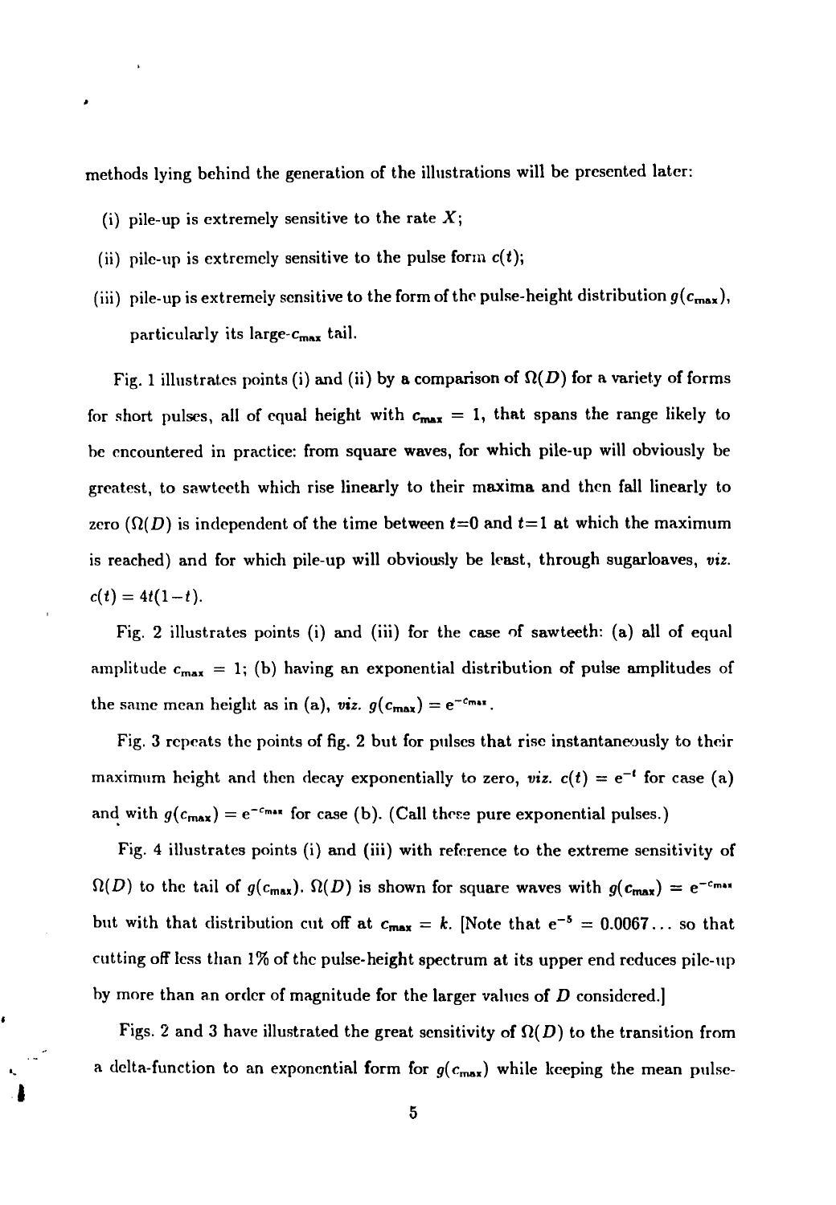methods lying behind the generation of the illustrations will be presented later:

(i) pile-up is extremely sensitive to the rate $X$;

(ii) pile-up is extremely sensitive to the pulse form $c(t)$;

(iii) pile-up is extremely sensitive to the form of the pulse-height distribution $g(c_{max})$, particularly its large-$c_{max}$ tail.

Fig. 1 illustrates points (i) and (ii) by a comparison of $\Omega(D)$ for a variety of forms for short pulses, all of equal height with $c_{max} = 1$, that spans the range likely to be encountered in practice: from square waves, for which pile-up will obviously be greatest, to sawteeth which rise linearly to their maxima and then fall linearly to zero ($\Omega(D)$ is independent of the time between $t$=0 and $t$=1 at which the maximum is reached) and for which pile-up will obviously be least, through sugarloaves, *viz.* $c(t) = 4t(1-t)$.

Fig. 2 illustrates points (i) and (iii) for the case of sawteeth: (a) all of equal amplitude $c_{max} = 1$; (b) having an exponential distribution of pulse amplitudes of the same mean height as in (a), *viz.* $g(c_{max}) = e^{-c_{max}}$.

Fig. 3 repeats the points of fig. 2 but for pulses that rise instantaneously to their maximum height and then decay exponentially to zero, *viz.* $c(t) = e^{-t}$ for case (a) and with $g(c_{max}) = e^{-c_{max}}$ for case (b). (Call these pure exponential pulses.)

Fig. 4 illustrates points (i) and (iii) with reference to the extreme sensitivity of $\Omega(D)$ to the tail of $g(c_{max})$. $\Omega(D)$ is shown for square waves with $g(c_{max}) = e^{-c_{max}}$ but with that distribution cut off at $c_{max} = k$. [Note that $e^{-5} = 0.0067\ldots$ so that cutting off less than 1% of the pulse-height spectrum at its upper end reduces pile-up by more than an order of magnitude for the larger values of $D$ considered.]

Figs. 2 and 3 have illustrated the great sensitivity of $\Omega(D)$ to the transition from a delta-function to an exponential form for $g(c_{max})$ while keeping the mean pulse-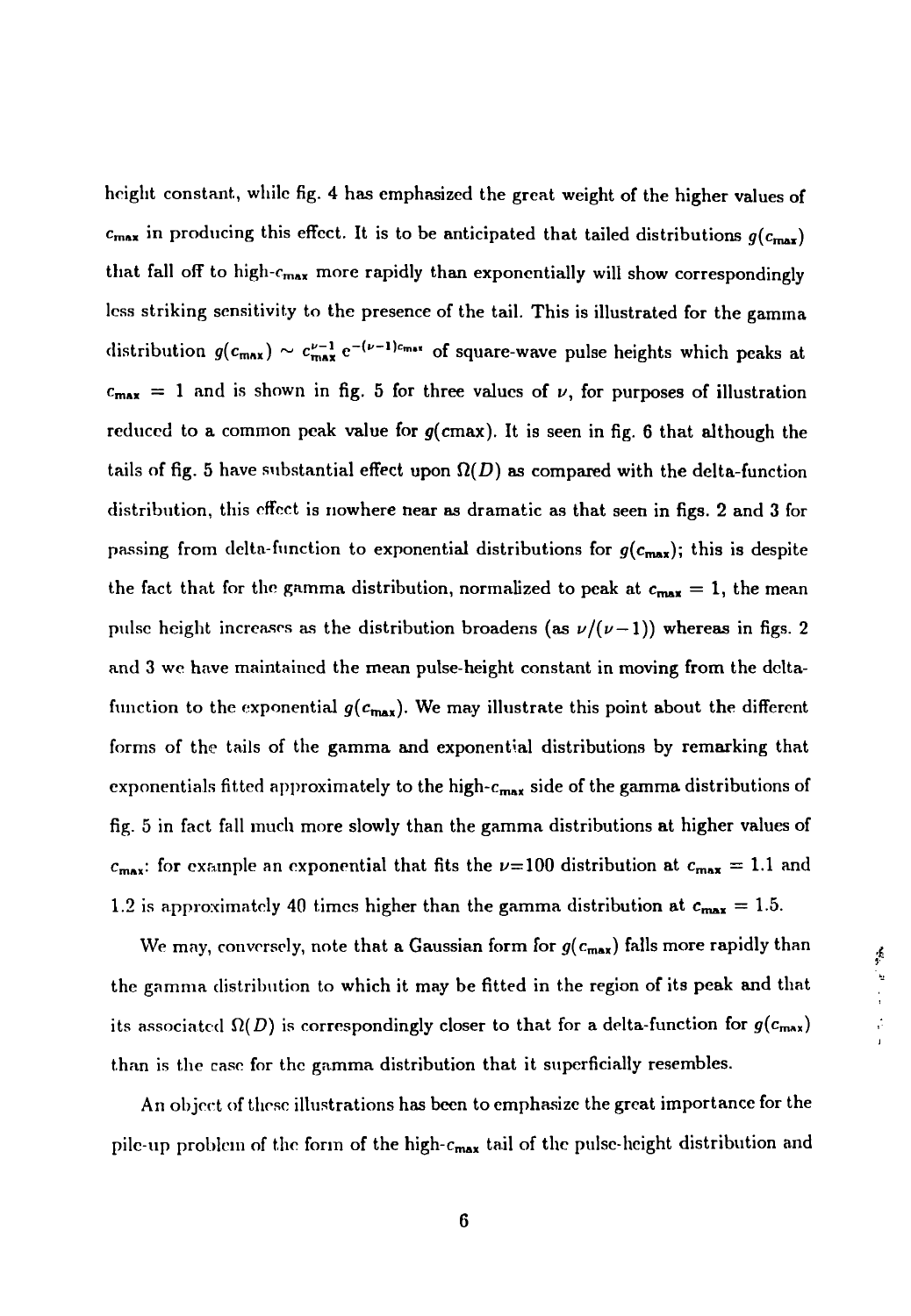height constant, while fig. 4 has emphasized the great weight of the higher values of $c_{max}$ in producing this effect. It is to be anticipated that tailed distributions $g(c_{max})$ that fall off to high-$c_{max}$ more rapidly than exponentially will show correspondingly less striking sensitivity to the presence of the tail. This is illustrated for the gamma distribution $g(c_{max}) \sim c_{max}^{\nu-1} e^{-(\nu-1)c_{max}}$ of square-wave pulse heights which peaks at $c_{max} = 1$ and is shown in fig. 5 for three values of $\nu$, for purposes of illustration reduced to a common peak value for $g$(cmax). It is seen in fig. 6 that although the tails of fig. 5 have substantial effect upon $\Omega(D)$ as compared with the delta-function distribution, this effect is nowhere near as dramatic as that seen in figs. 2 and 3 for passing from delta-function to exponential distributions for $g(c_{max})$; this is despite the fact that for the gamma distribution, normalized to peak at $c_{max} = 1$, the mean pulse height increases as the distribution broadens (as $\nu/(\nu-1)$) whereas in figs. 2 and 3 we have maintained the mean pulse-height constant in moving from the delta-function to the exponential $g(c_{max})$. We may illustrate this point about the different forms of the tails of the gamma and exponential distributions by remarking that exponentials fitted approximately to the high-$c_{max}$ side of the gamma distributions of fig. 5 in fact fall much more slowly than the gamma distributions at higher values of $c_{max}$: for example an exponential that fits the $\nu$=100 distribution at $c_{max} = 1.1$ and 1.2 is approximately 40 times higher than the gamma distribution at $c_{max} = 1.5$.

We may, conversely, note that a Gaussian form for $g(c_{max})$ falls more rapidly than the gamma distribution to which it may be fitted in the region of its peak and that its associated $\Omega(D)$ is correspondingly closer to that for a delta-function for $g(c_{max})$ than is the case for the gamma distribution that it superficially resembles.

An object of these illustrations has been to emphasize the great importance for the pile-up problem of the form of the high-$c_{max}$ tail of the pulse-height distribution and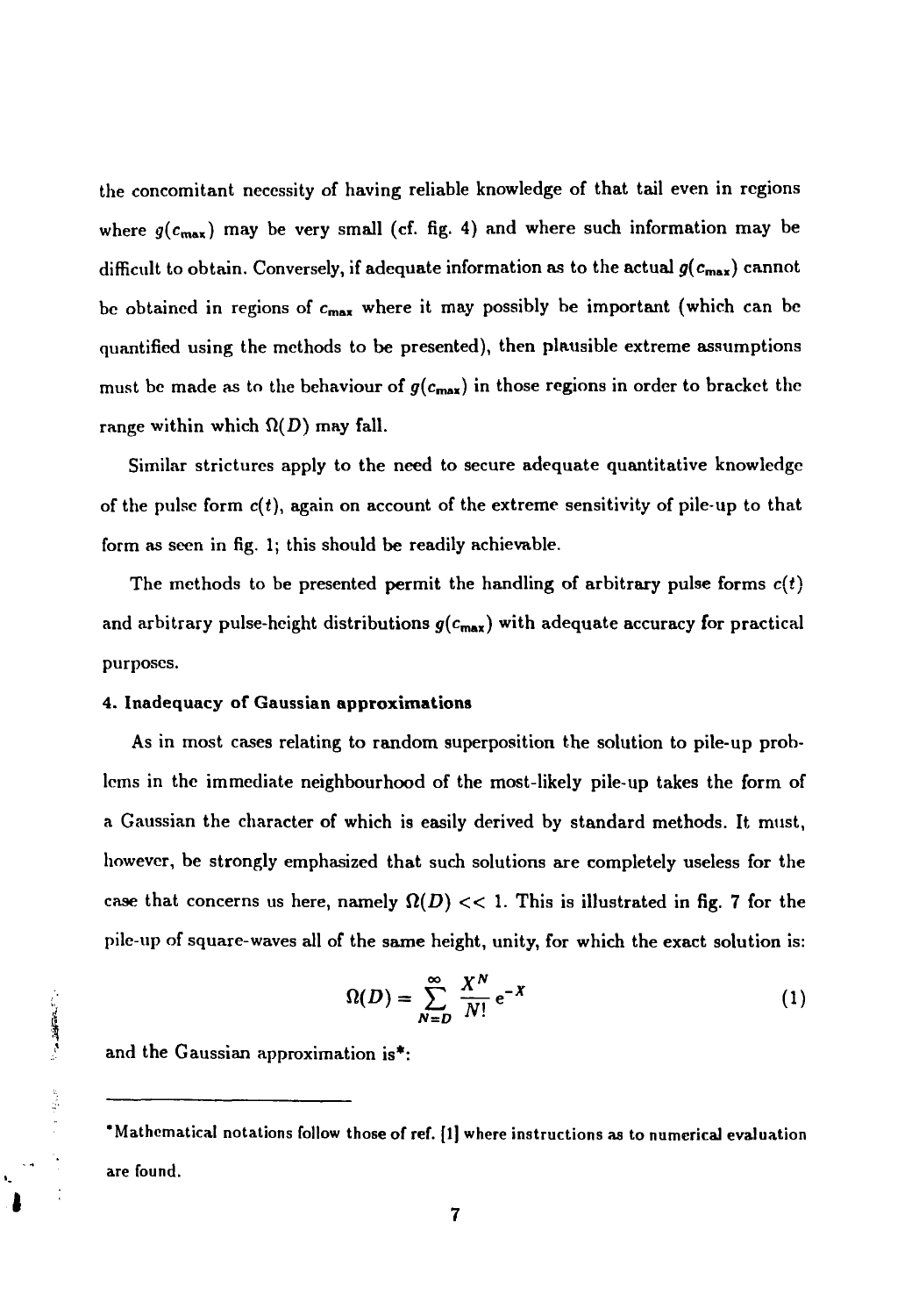the concomitant necessity of having reliable knowledge of that tail even in regions where $g(c_{max})$ may be very small (cf. fig. 4) and where such information may be difficult to obtain. Conversely, if adequate information as to the actual $g(c_{max})$ cannot be obtained in regions of $c_{max}$ where it may possibly be important (which can be quantified using the methods to be presented), then plausible extreme assumptions must be made as to the behaviour of $g(c_{max})$ in those regions in order to bracket the range within which $\Omega(D)$ may fall.

Similar strictures apply to the need to secure adequate quantitative knowledge of the pulse form $c(t)$, again on account of the extreme sensitivity of pile-up to that form as seen in fig. 1; this should be readily achievable.

The methods to be presented permit the handling of arbitrary pulse forms $c(t)$ and arbitrary pulse-height distributions $g(c_{max})$ with adequate accuracy for practical purposes.

#### 4. Inadequacy of Gaussian approximations

As in most cases relating to random superposition the solution to pile-up problems in the immediate neighbourhood of the most-likely pile-up takes the form of a Gaussian the character of which is easily derived by standard methods. It must, however, be strongly emphasized that such solutions are completely useless for the case that concerns us here, namely $\Omega(D) << 1$. This is illustrated in fig. 7 for the pile-up of square-waves all of the same height, unity, for which the exact solution is:

$$\Omega(D) = \sum_{N=D}^{\infty} \frac{X^N}{N!} e^{-X} \tag{1}$$

and the Gaussian approximation is*:

---

*Mathematical notations follow those of ref. [1] where instructions as to numerical evaluation are found.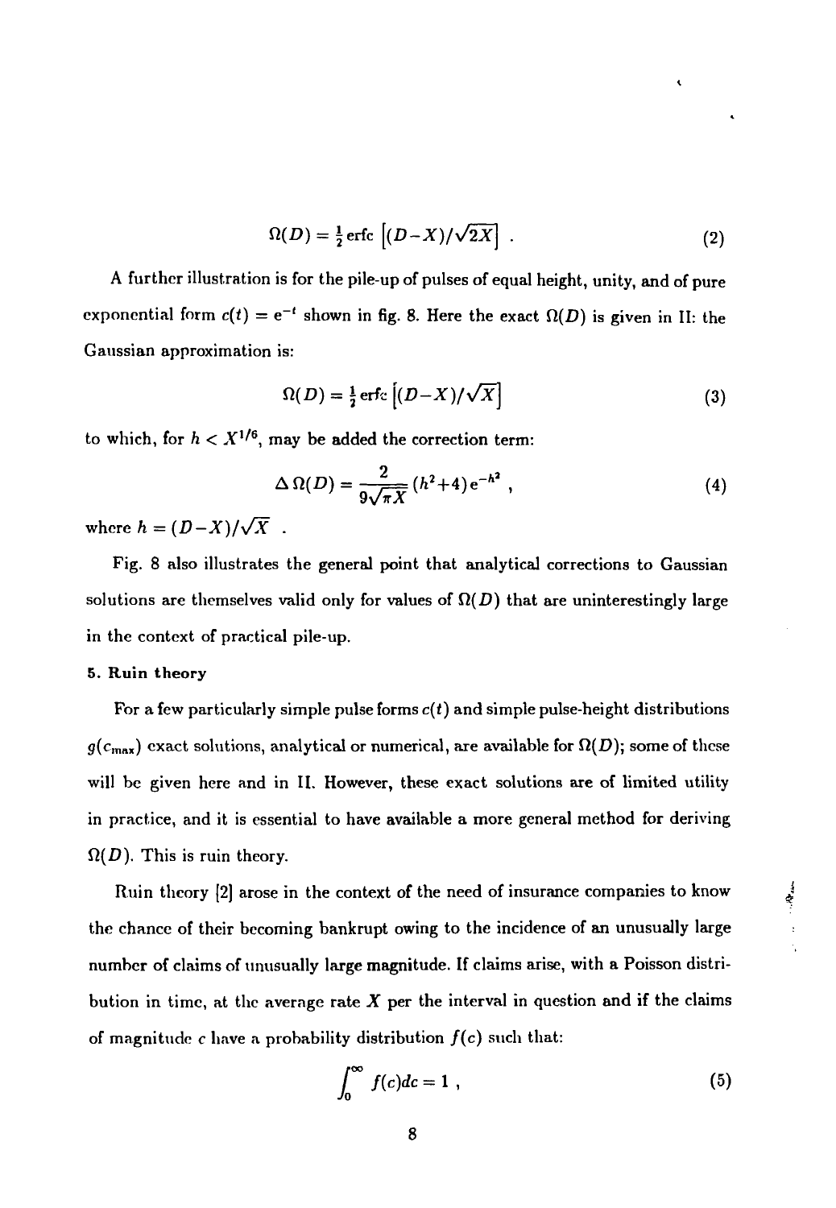$$\Omega(D) = \tfrac{1}{2}\,\text{erfc}\left[(D-X)/\sqrt{2X}\right] \ . \tag{2}$$

A further illustration is for the pile-up of pulses of equal height, unity, and of pure exponential form $c(t) = e^{-t}$ shown in fig. 8. Here the exact $\Omega(D)$ is given in II: the Gaussian approximation is:

$$\Omega(D) = \tfrac{1}{2}\,\text{erfc}\left[(D-X)/\sqrt{X}\right] \tag{3}$$

to which, for $h < X^{1/6}$, may be added the correction term:

$$\Delta\,\Omega(D) = \frac{2}{9\sqrt{\pi X}}\,(h^2+4)\,e^{-h^2} \ , \tag{4}$$

where $h = (D-X)/\sqrt{X}$ .

Fig. 8 also illustrates the general point that analytical corrections to Gaussian solutions are themselves valid only for values of $\Omega(D)$ that are uninterestingly large in the context of practical pile-up.

### 5. Ruin theory

For a few particularly simple pulse forms $c(t)$ and simple pulse-height distributions $g(c_{max})$ exact solutions, analytical or numerical, are available for $\Omega(D)$; some of these will be given here and in II. However, these exact solutions are of limited utility in practice, and it is essential to have available a more general method for deriving $\Omega(D)$. This is ruin theory.

Ruin theory [2] arose in the context of the need of insurance companies to know the chance of their becoming bankrupt owing to the incidence of an unusually large number of claims of unusually large magnitude. If claims arise, with a Poisson distribution in time, at the average rate $X$ per the interval in question and if the claims of magnitude $c$ have a probability distribution $f(c)$ such that:

$$\int_0^{\infty} f(c)dc = 1 \ , \tag{5}$$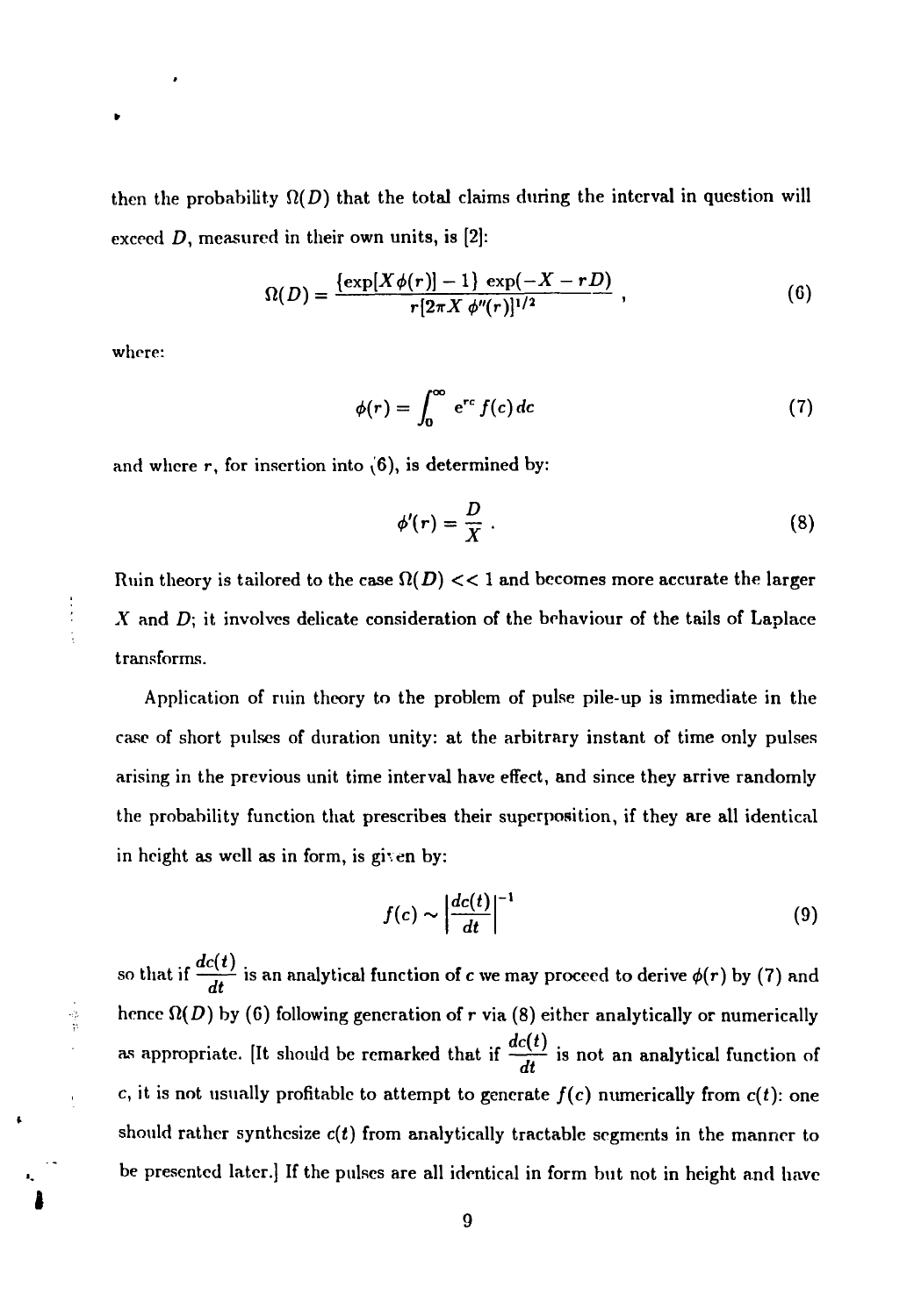then the probability $\Omega(D)$ that the total claims during the interval in question will exceed $D$, measured in their own units, is [2]:

$$\Omega(D) = \frac{\{\exp[X\phi(r)] - 1\} \exp(-X - rD)}{r[2\pi X \, \phi''(r)]^{1/2}} \, , \tag{6}$$

where:

$$\phi(r) = \int_0^\infty e^{rc} f(c) \, dc \tag{7}$$

and where $r$, for insertion into (6), is determined by:

$$\phi'(r) = \frac{D}{X} \, . \tag{8}$$

Ruin theory is tailored to the case $\Omega(D) << 1$ and becomes more accurate the larger $X$ and $D$; it involves delicate consideration of the behaviour of the tails of Laplace transforms.

Application of ruin theory to the problem of pulse pile-up is immediate in the case of short pulses of duration unity: at the arbitrary instant of time only pulses arising in the previous unit time interval have effect, and since they arrive randomly the probability function that prescribes their superposition, if they are all identical in height as well as in form, is given by:

$$f(c) \sim \left| \frac{dc(t)}{dt} \right|^{-1} \tag{9}$$

so that if $\frac{dc(t)}{dt}$ is an analytical function of $c$ we may proceed to derive $\phi(r)$ by (7) and hence $\Omega(D)$ by (6) following generation of $r$ via (8) either analytically or numerically as appropriate. [It should be remarked that if $\frac{dc(t)}{dt}$ is not an analytical function of $c$, it is not usually profitable to attempt to generate $f(c)$ numerically from $c(t)$: one should rather synthesize $c(t)$ from analytically tractable segments in the manner to be presented later.] If the pulses are all identical in form but not in height and have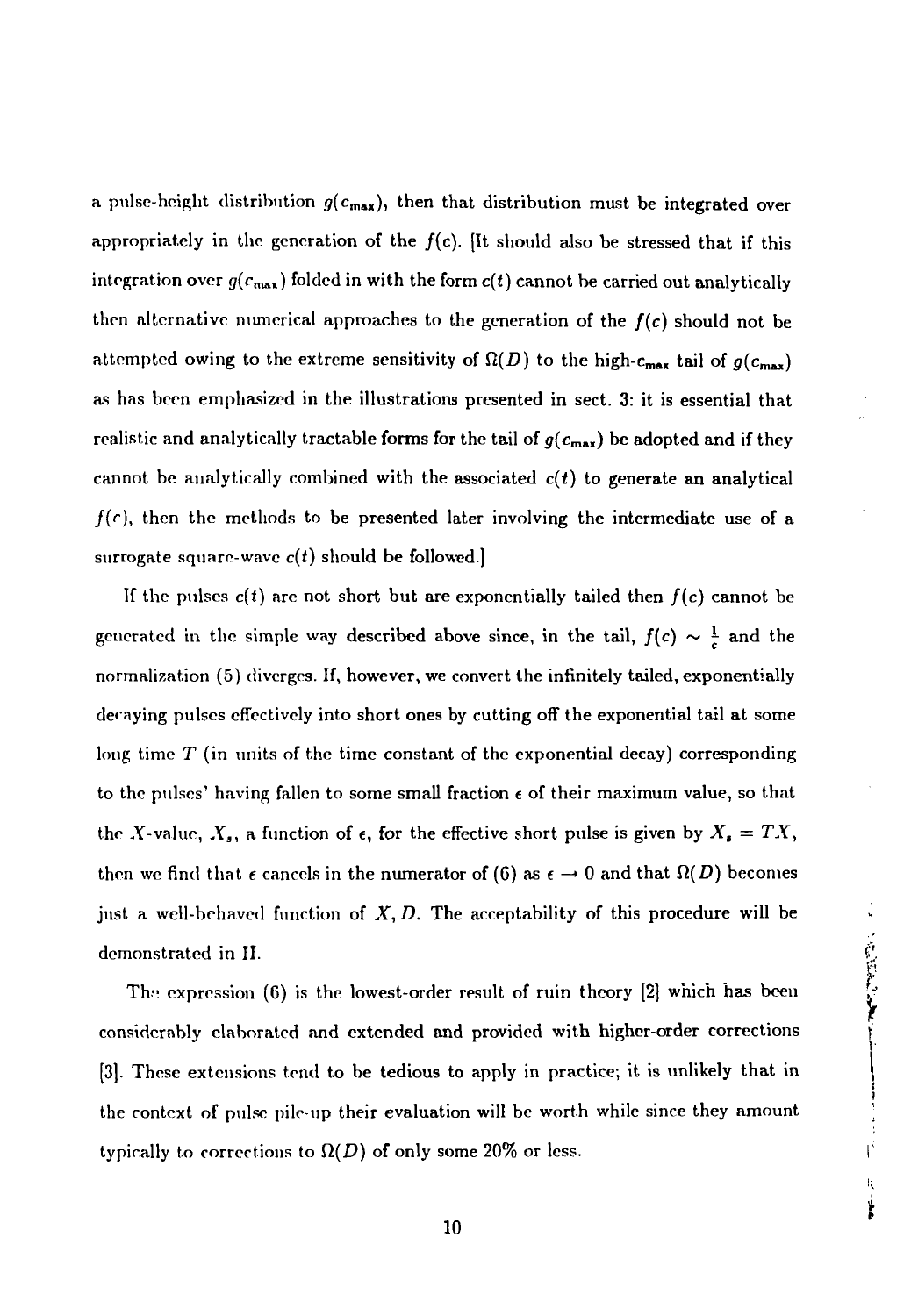a pulse-height distribution $g(c_{max})$, then that distribution must be integrated over appropriately in the generation of the $f(c)$. [It should also be stressed that if this integration over $g(c_{max})$ folded in with the form $c(t)$ cannot be carried out analytically then alternative numerical approaches to the generation of the $f(c)$ should not be attempted owing to the extreme sensitivity of $\Omega(D)$ to the high-$c_{max}$ tail of $g(c_{max})$ as has been emphasized in the illustrations presented in sect. 3: it is essential that realistic and analytically tractable forms for the tail of $g(c_{max})$ be adopted and if they cannot be analytically combined with the associated $c(t)$ to generate an analytical $f(c)$, then the methods to be presented later involving the intermediate use of a surrogate square-wave $c(t)$ should be followed.]

If the pulses $c(t)$ are not short but are exponentially tailed then $f(c)$ cannot be generated in the simple way described above since, in the tail, $f(c) \sim \frac{1}{c}$ and the normalization (5) diverges. If, however, we convert the infinitely tailed, exponentially decaying pulses effectively into short ones by cutting off the exponential tail at some long time $T$ (in units of the time constant of the exponential decay) corresponding to the pulses' having fallen to some small fraction $\epsilon$ of their maximum value, so that the $X$-value, $X_s$, a function of $\epsilon$, for the effective short pulse is given by $X_s = TX$, then we find that $\epsilon$ cancels in the numerator of (6) as $\epsilon \to 0$ and that $\Omega(D)$ becomes just a well-behaved function of $X, D$. The acceptability of this procedure will be demonstrated in II.

The expression (6) is the lowest-order result of ruin theory [2] which has been considerably elaborated and extended and provided with higher-order corrections [3]. These extensions tend to be tedious to apply in practice; it is unlikely that in the context of pulse pile-up their evaluation will be worth while since they amount typically to corrections to $\Omega(D)$ of only some 20% or less.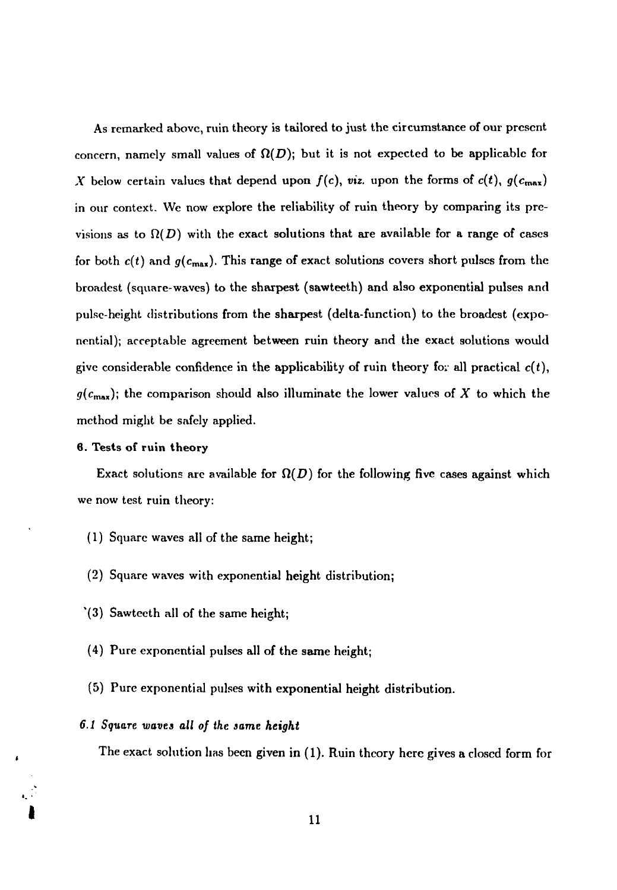As remarked above, ruin theory is tailored to just the circumstance of our present concern, namely small values of $\Omega(D)$; but it is not expected to be applicable for $X$ below certain values that depend upon $f(c)$, *viz.* upon the forms of $c(t)$, $g(c_{\max})$ in our context. We now explore the reliability of ruin theory by comparing its previsions as to $\Omega(D)$ with the exact solutions that are available for a range of cases for both $c(t)$ and $g(c_{\max})$. This range of exact solutions covers short pulses from the broadest (square-waves) to the sharpest (sawteeth) and also exponential pulses and pulse-height distributions from the sharpest (delta-function) to the broadest (exponential); acceptable agreement between ruin theory and the exact solutions would give considerable confidence in the applicability of ruin theory for all practical $c(t)$, $g(c_{\max})$; the comparison should also illuminate the lower values of $X$ to which the method might be safely applied.

## 6. Tests of ruin theory

Exact solutions are available for $\Omega(D)$ for the following five cases against which we now test ruin theory:

(1) Square waves all of the same height;

(2) Square waves with exponential height distribution;

(3) Sawteeth all of the same height;

(4) Pure exponential pulses all of the same height;

(5) Pure exponential pulses with exponential height distribution.

### *6.1 Square waves all of the same height*

The exact solution has been given in (1). Ruin theory here gives a closed form for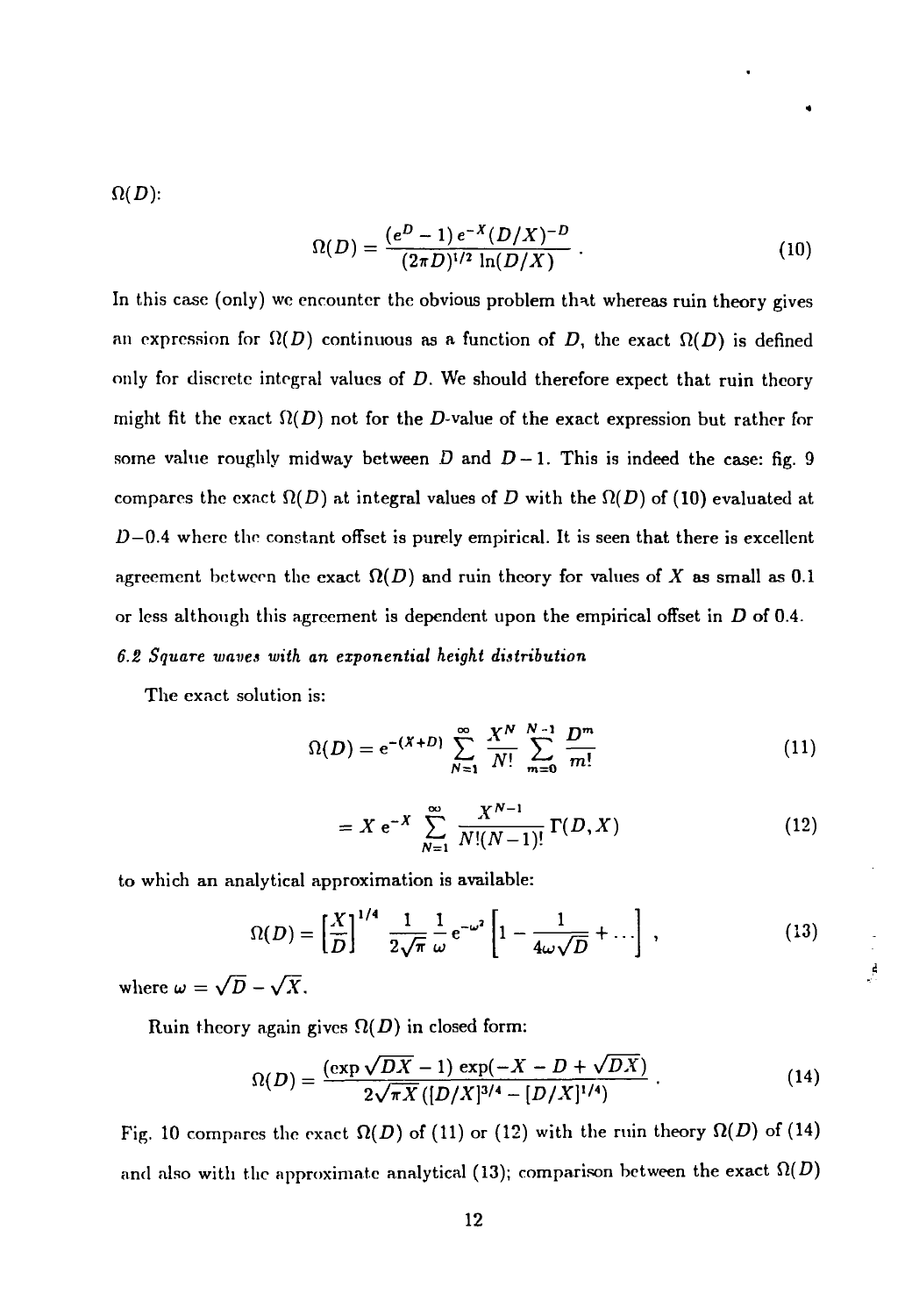$\Omega(D)$:

$$\Omega(D) = \frac{(e^D - 1)\, e^{-X} (D/X)^{-D}}{(2\pi D)^{1/2} \ln(D/X)} \,. \tag{10}$$

In this case (only) we encounter the obvious problem that whereas ruin theory gives an expression for $\Omega(D)$ continuous as a function of $D$, the exact $\Omega(D)$ is defined only for discrete integral values of $D$. We should therefore expect that ruin theory might fit the exact $\Omega(D)$ not for the $D$-value of the exact expression but rather for some value roughly midway between $D$ and $D-1$. This is indeed the case: fig. 9 compares the exact $\Omega(D)$ at integral values of $D$ with the $\Omega(D)$ of (10) evaluated at $D-0.4$ where the constant offset is purely empirical. It is seen that there is excellent agreement between the exact $\Omega(D)$ and ruin theory for values of $X$ as small as 0.1 or less although this agreement is dependent upon the empirical offset in $D$ of 0.4.

*6.2 Square waves with an exponential height distribution*

The exact solution is:

$$\Omega(D) = e^{-(X+D)} \sum_{N=1}^{\infty} \frac{X^N}{N!} \sum_{m=0}^{N-1} \frac{D^m}{m!} \tag{11}$$

$$= X\, e^{-X} \sum_{N=1}^{\infty} \frac{X^{N-1}}{N!(N-1)!} \Gamma(D, X) \tag{12}$$

to which an analytical approximation is available:

$$\Omega(D) = \left[\frac{X}{D}\right]^{1/4} \frac{1}{2\sqrt{\pi}} \frac{1}{\omega} e^{-\omega^2} \left[1 - \frac{1}{4\omega\sqrt{D}} + \ldots\right] , \tag{13}$$

where $\omega = \sqrt{D} - \sqrt{X}$.

Ruin theory again gives $\Omega(D)$ in closed form:

$$\Omega(D) = \frac{(\exp\sqrt{DX} - 1)\exp(-X - D + \sqrt{DX})}{2\sqrt{\pi X}\,([D/X]^{3/4} - [D/X]^{1/4})} \,. \tag{14}$$

Fig. 10 compares the exact $\Omega(D)$ of (11) or (12) with the ruin theory $\Omega(D)$ of (14) and also with the approximate analytical (13); comparison between the exact $\Omega(D)$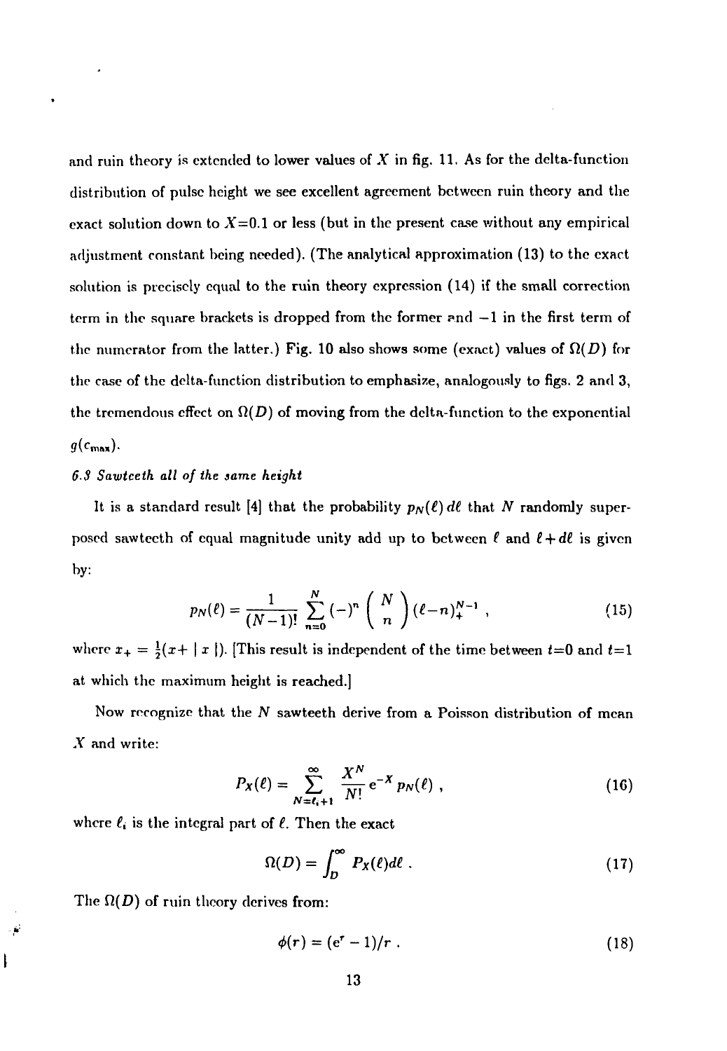and ruin theory is extended to lower values of $X$ in fig. 11. As for the delta-function distribution of pulse height we see excellent agreement between ruin theory and the exact solution down to $X$=0.1 or less (but in the present case without any empirical adjustment constant being needed). (The analytical approximation (13) to the exact solution is precisely equal to the ruin theory expression (14) if the small correction term in the square brackets is dropped from the former and $-1$ in the first term of the numerator from the latter.) Fig. 10 also shows some (exact) values of $\Omega(D)$ for the case of the delta-function distribution to emphasize, analogously to figs. 2 and 3, the tremendous effect on $\Omega(D)$ of moving from the delta-function to the exponential $g(c_{\max})$.

### *6.3 Sawteeth all of the same height*

It is a standard result [4] that the probability $p_N(\ell)\,d\ell$ that $N$ randomly superposed sawteeth of equal magnitude unity add up to between $\ell$ and $\ell+d\ell$ is given by:

$$p_N(\ell) = \frac{1}{(N-1)!}\sum_{n=0}^{N}(-)^n \binom{N}{n} (\ell-n)_+^{N-1} \ , \tag{15}$$

where $x_+ = \frac{1}{2}(x+\mid x\mid)$. [This result is independent of the time between $t$=0 and $t$=1 at which the maximum height is reached.]

Now recognize that the $N$ sawteeth derive from a Poisson distribution of mean $X$ and write:

$$P_X(\ell) = \sum_{N=\ell_i+1}^{\infty} \frac{X^N}{N!} e^{-X} p_N(\ell) \ , \tag{16}$$

where $\ell_i$ is the integral part of $\ell$. Then the exact

$$\Omega(D) = \int_D^{\infty} P_X(\ell) d\ell \ . \tag{17}$$

The $\Omega(D)$ of ruin theory derives from:

$$\phi(r) = (e^r - 1)/r \ . \tag{18}$$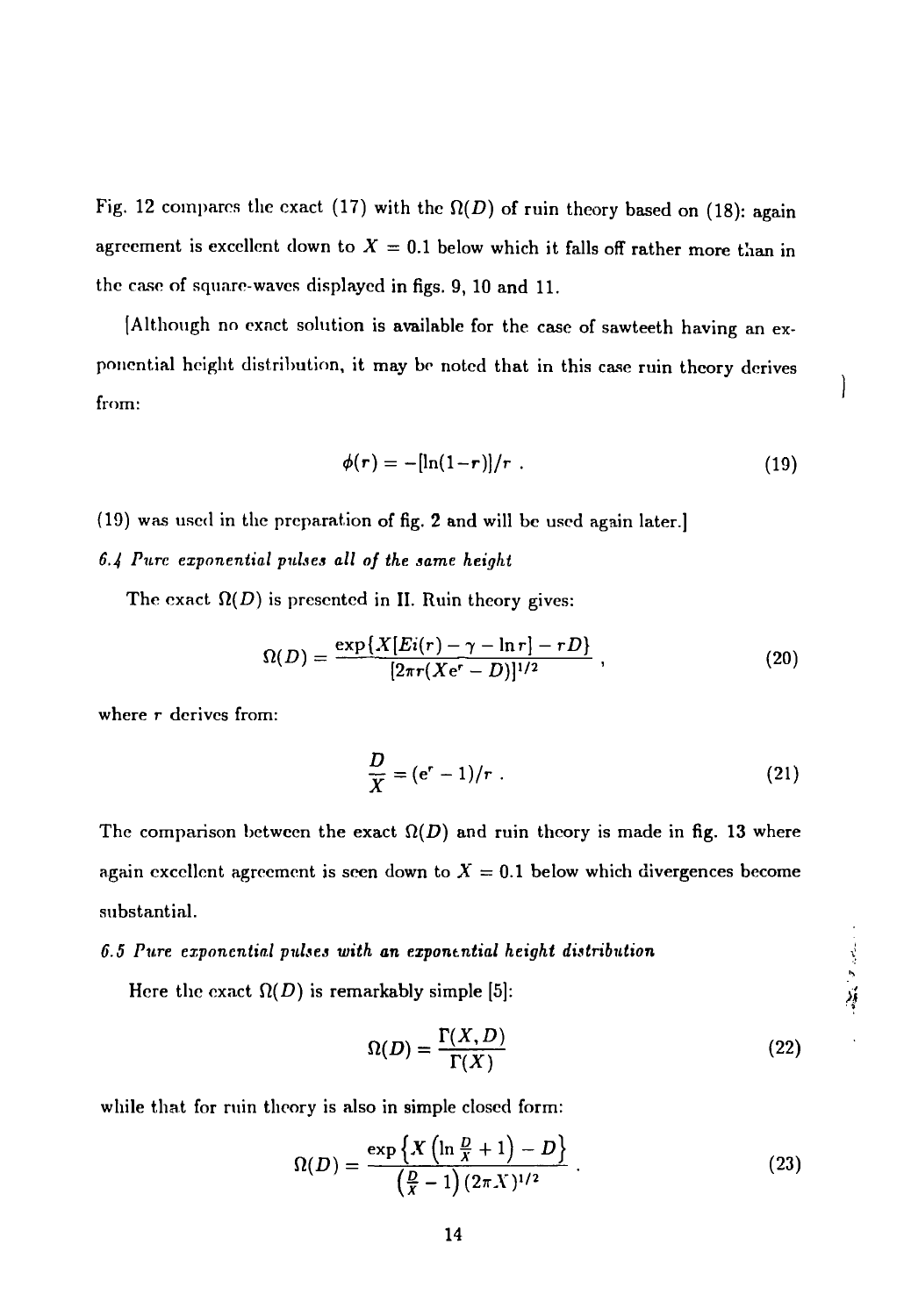Fig. 12 compares the exact (17) with the $\Omega(D)$ of ruin theory based on (18): again agreement is excellent down to $X = 0.1$ below which it falls off rather more than in the case of square-waves displayed in figs. 9, 10 and 11.

[Although no exact solution is available for the case of sawteeth having an exponential height distribution, it may be noted that in this case ruin theory derives from:

$$\phi(r) = -[\ln(1-r)]/r \, . \tag{19}$$

(19) was used in the preparation of fig. 2 and will be used again later.]

*6.4 Pure exponential pulses all of the same height*

The exact $\Omega(D)$ is presented in II. Ruin theory gives:

$$\Omega(D) = \frac{\exp\{X[Ei(r) - \gamma - \ln r] - rD\}}{[2\pi r(Xe^r - D)]^{1/2}} \, , \tag{20}$$

where $r$ derives from:

$$\frac{D}{X} = (e^r - 1)/r \, . \tag{21}$$

The comparison between the exact $\Omega(D)$ and ruin theory is made in fig. 13 where again excellent agreement is seen down to $X = 0.1$ below which divergences become substantial.

*6.5 Pure exponential pulses with an exponential height distribution*

Here the exact $\Omega(D)$ is remarkably simple [5]:

$$\Omega(D) = \frac{\Gamma(X, D)}{\Gamma(X)} \tag{22}$$

while that for ruin theory is also in simple closed form:

$$\Omega(D) = \frac{\exp\left\{X\left(\ln \frac{D}{X} + 1\right) - D\right\}}{\left(\frac{D}{X} - 1\right)(2\pi X)^{1/2}} \, . \tag{23}$$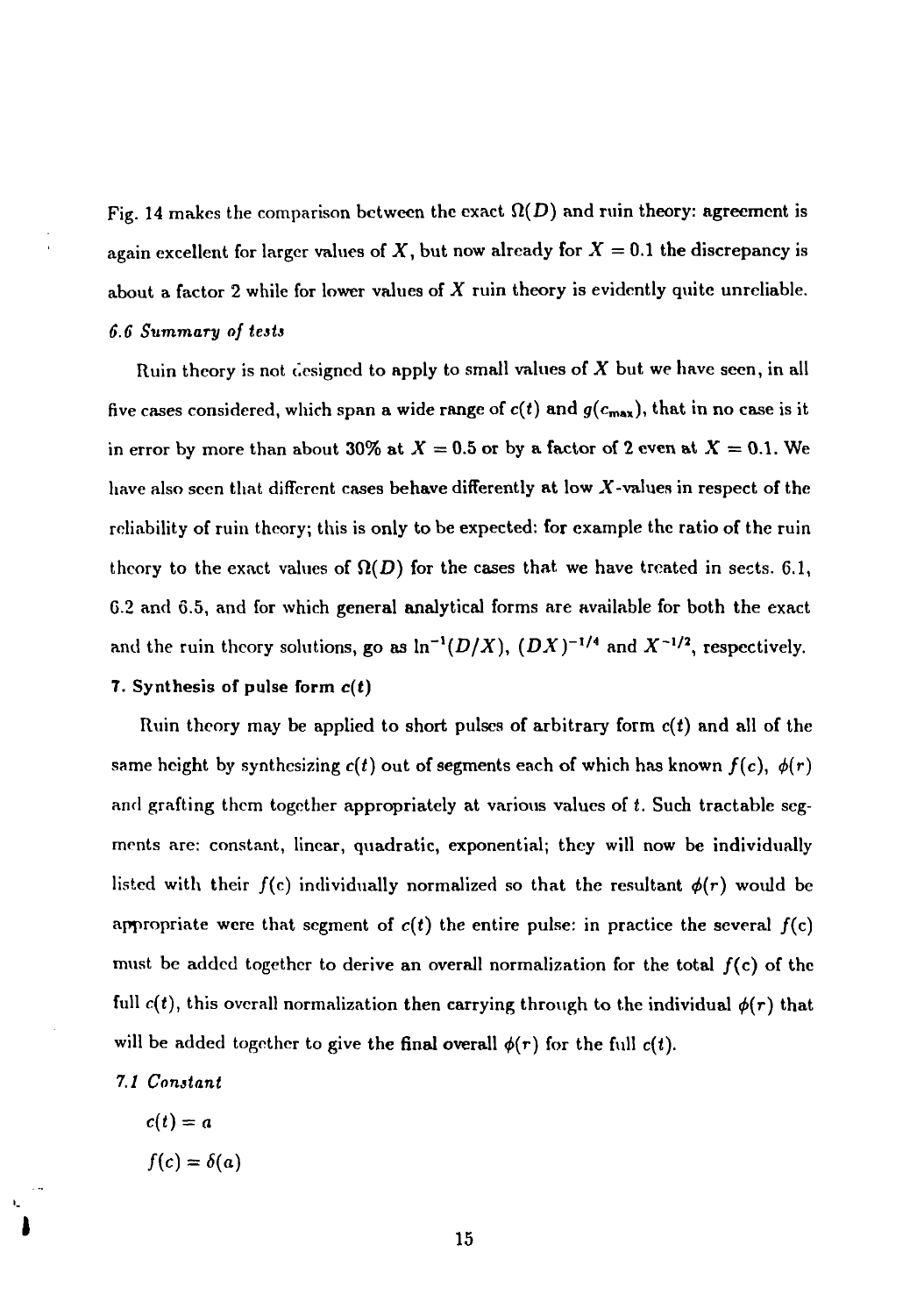Fig. 14 makes the comparison between the exact $\Omega(D)$ and ruin theory: agreement is again excellent for larger values of $X$, but now already for $X = 0.1$ the discrepancy is about a factor 2 while for lower values of $X$ ruin theory is evidently quite unreliable.

### *6.6 Summary of tests*

Ruin theory is not designed to apply to small values of $X$ but we have seen, in all five cases considered, which span a wide range of $c(t)$ and $g(c_{max})$, that in no case is it in error by more than about 30% at $X = 0.5$ or by a factor of 2 even at $X = 0.1$. We have also seen that different cases behave differently at low $X$-values in respect of the reliability of ruin theory; this is only to be expected: for example the ratio of the ruin theory to the exact values of $\Omega(D)$ for the cases that we have treated in sects. 6.1, 6.2 and 6.5, and for which general analytical forms are available for both the exact and the ruin theory solutions, go as $\ln^{-1}(D/X)$, $(DX)^{-1/4}$ and $X^{-1/2}$, respectively.

## 7. Synthesis of pulse form $c(t)$

Ruin theory may be applied to short pulses of arbitrary form $c(t)$ and all of the same height by synthesizing $c(t)$ out of segments each of which has known $f(c)$, $\phi(r)$ and grafting them together appropriately at various values of $t$. Such tractable segments are: constant, linear, quadratic, exponential; they will now be individually listed with their $f(c)$ individually normalized so that the resultant $\phi(r)$ would be appropriate were that segment of $c(t)$ the entire pulse: in practice the several $f(c)$ must be added together to derive an overall normalization for the total $f(c)$ of the full $c(t)$, this overall normalization then carrying through to the individual $\phi(r)$ that will be added together to give the final overall $\phi(r)$ for the full $c(t)$.

### *7.1 Constant*

$c(t) = a$

$f(c) = \delta(a)$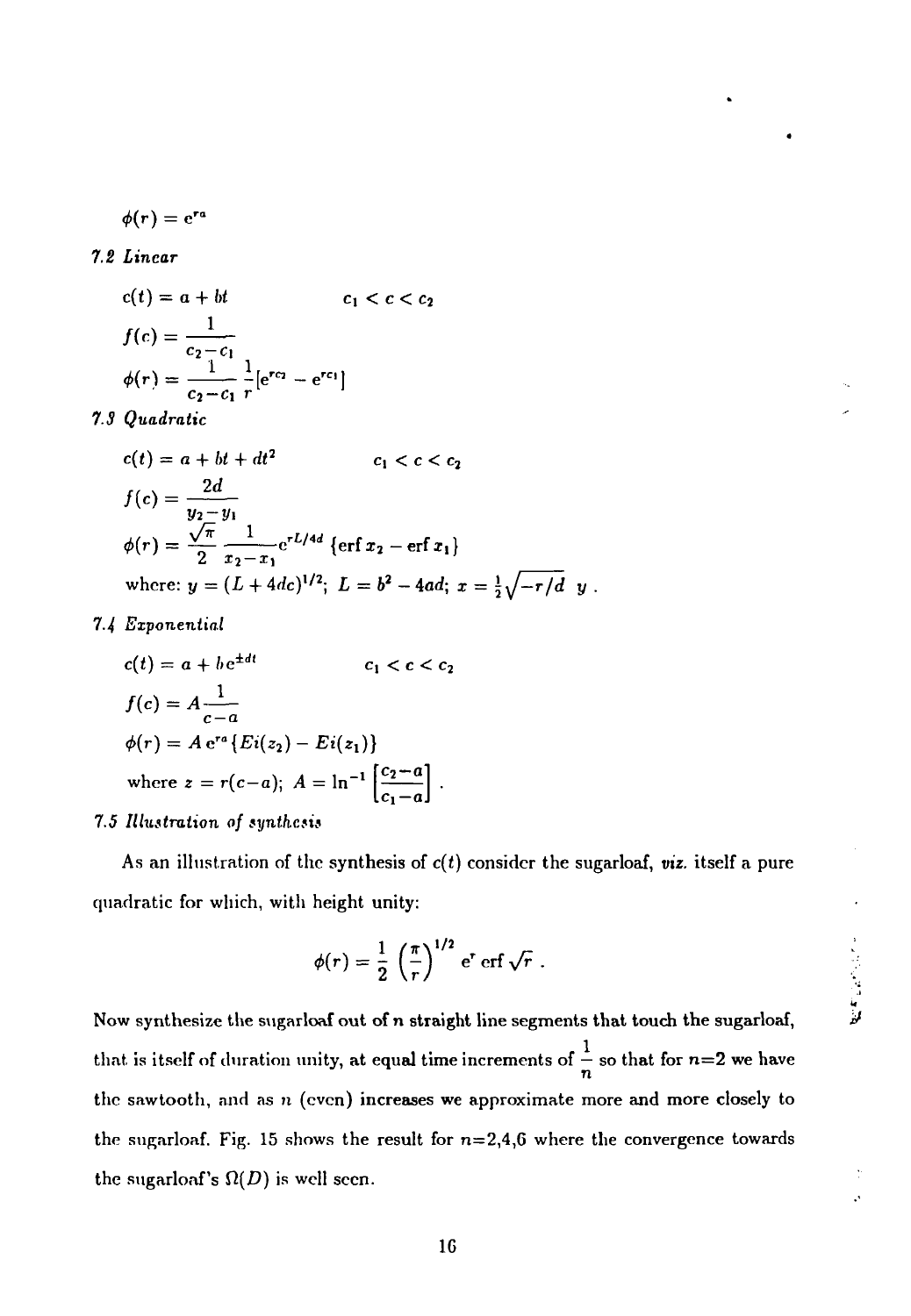$$\phi(r) = e^{ra}$$

*7.2 Linear*

$$c(t) = a + bt \qquad\qquad c_1 < c < c_2$$

$$f(c) = \frac{1}{c_2 - c_1}$$

$$\phi(r) = \frac{1}{c_2 - c_1}\,\frac{1}{r}[e^{rc_2} - e^{rc_1}]$$

*7.3 Quadratic*

$$c(t) = a + bt + dt^2 \qquad\qquad c_1 < c < c_2$$

$$f(c) = \frac{2d}{y_2 - y_1}$$

$$\phi(r) = \frac{\sqrt{\pi}}{2}\,\frac{1}{x_2 - x_1} e^{rL/4d}\,\{\mathrm{erf}\,x_2 - \mathrm{erf}\,x_1\}$$

where: $y = (L + 4dc)^{1/2}$; $L = b^2 - 4ad$; $x = \frac{1}{2}\sqrt{-r/d}\;\; y$ .

*7.4 Exponential*

$$c(t) = a + b\,e^{\pm dt} \qquad\qquad c_1 < c < c_2$$

$$f(c) = A\frac{1}{c - a}$$

$$\phi(r) = A\,e^{ra}\{Ei(z_2) - Ei(z_1)\}$$

where $z = r(c - a)$; $A = \ln^{-1}\left[\frac{c_2 - a}{c_1 - a}\right]$ .

*7.5 Illustration of synthesis*

As an illustration of the synthesis of $c(t)$ consider the sugarloaf, *viz.* itself a pure quadratic for which, with height unity:

$$\phi(r) = \frac{1}{2}\left(\frac{\pi}{r}\right)^{1/2} e^r\,\mathrm{erf}\,\sqrt{r}\ .$$

Now synthesize the sugarloaf out of $n$ straight line segments that touch the sugarloaf, that is itself of duration unity, at equal time increments of $\frac{1}{n}$ so that for $n$=2 we have the sawtooth, and as $n$ (even) increases we approximate more and more closely to the sugarloaf. Fig. 15 shows the result for $n$=2,4,6 where the convergence towards the sugarloaf's $\Omega(D)$ is well seen.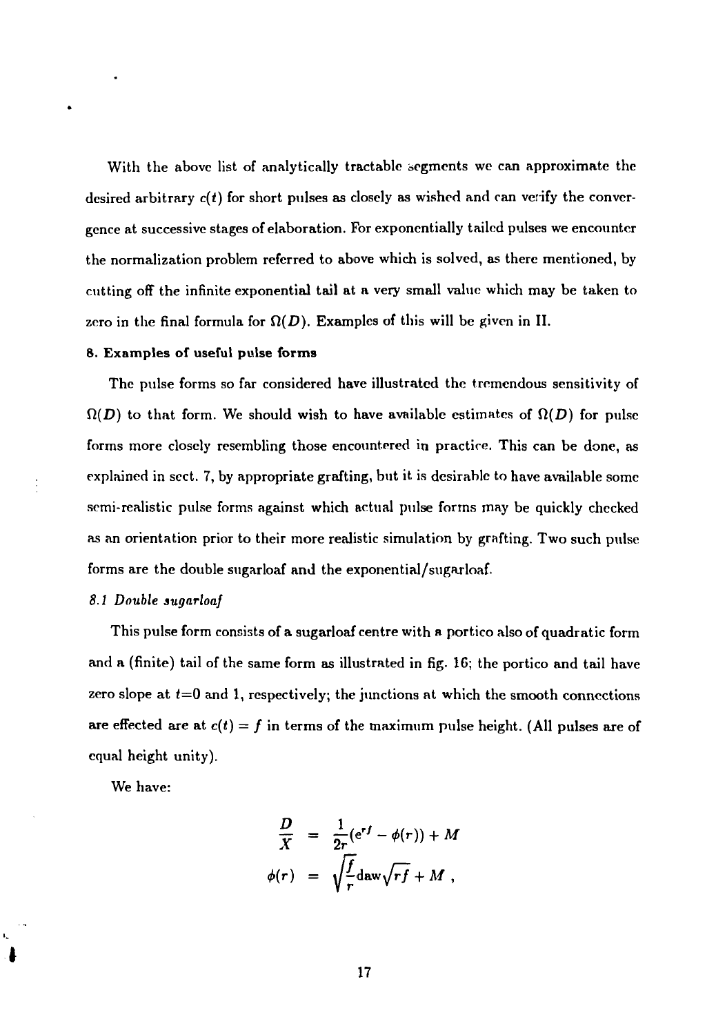With the above list of analytically tractable segments we can approximate the desired arbitrary $c(t)$ for short pulses as closely as wished and can verify the convergence at successive stages of elaboration. For exponentially tailed pulses we encounter the normalization problem referred to above which is solved, as there mentioned, by cutting off the infinite exponential tail at a very small value which may be taken to zero in the final formula for $\Omega(D)$. Examples of this will be given in II.

## 8. Examples of useful pulse forms

The pulse forms so far considered have illustrated the tremendous sensitivity of $\Omega(D)$ to that form. We should wish to have available estimates of $\Omega(D)$ for pulse forms more closely resembling those encountered in practice. This can be done, as explained in sect. 7, by appropriate grafting, but it is desirable to have available some semi-realistic pulse forms against which actual pulse forms may be quickly checked as an orientation prior to their more realistic simulation by grafting. Two such pulse forms are the double sugarloaf and the exponential/sugarloaf.

### *8.1 Double sugarloaf*

This pulse form consists of a sugarloaf centre with a portico also of quadratic form and a (finite) tail of the same form as illustrated in fig. 16; the portico and tail have zero slope at $t$=0 and 1, respectively; the junctions at which the smooth connections are effected are at $c(t) = f$ in terms of the maximum pulse height. (All pulses are of equal height unity).

We have:

$$\frac{D}{X} = \frac{1}{2r}(e^{rf} - \phi(r)) + M$$

$$\phi(r) = \sqrt{\frac{f}{r}}\mathrm{daw}\sqrt{rf} + M \ ,$$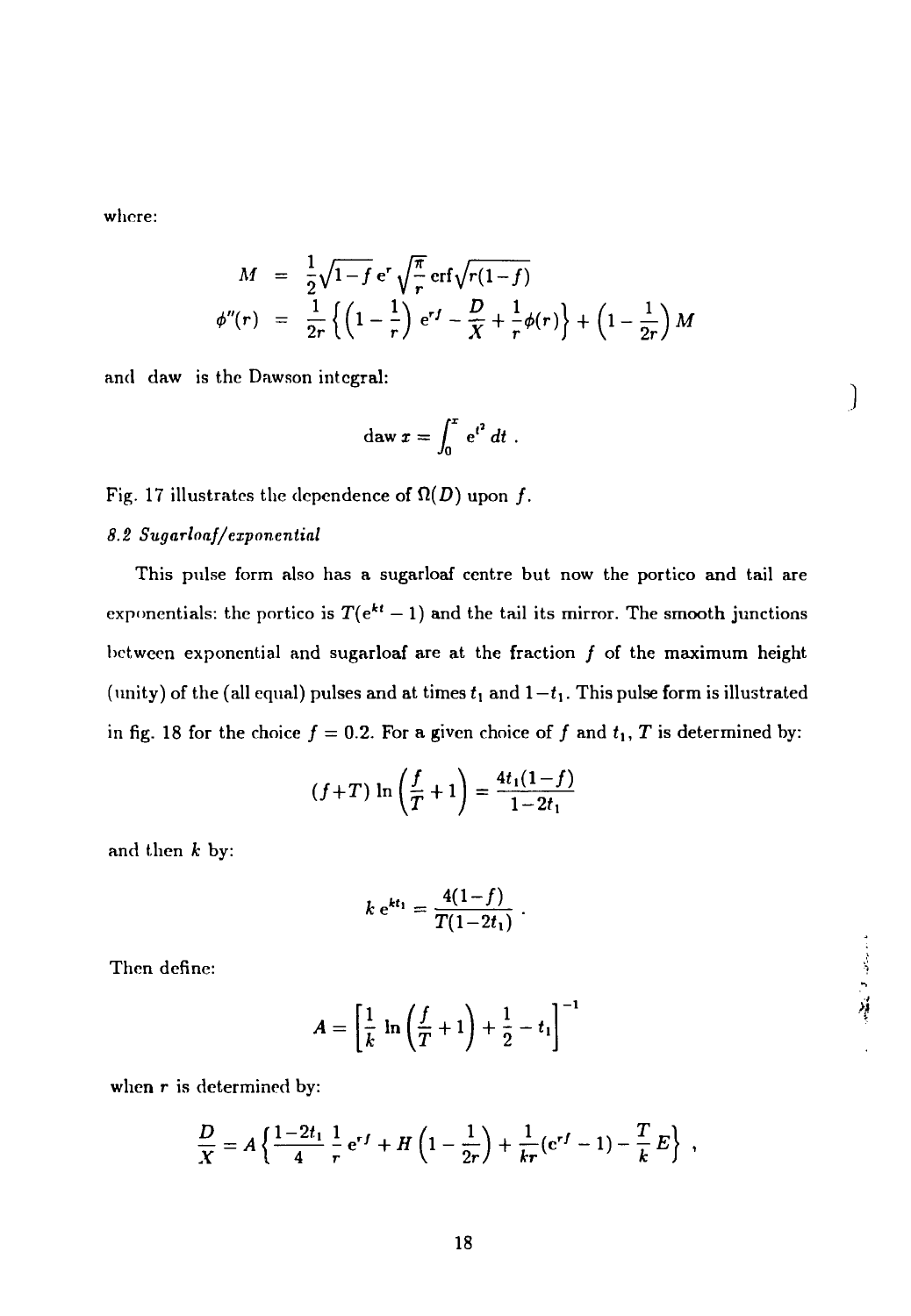where:

$$
\begin{aligned}
M &= \frac{1}{2}\sqrt{1-f}\,\mathrm{e}^{r}\sqrt{\frac{\pi}{r}}\,\mathrm{erf}\sqrt{r(1-f)} \\
\phi''(r) &= \frac{1}{2r}\left\{\left(1-\frac{1}{r}\right)\mathrm{e}^{rf} - \frac{D}{X} + \frac{1}{r}\phi(r)\right\} + \left(1-\frac{1}{2r}\right)M
\end{aligned}
$$

and daw is the Dawson integral:

$$
\mathrm{daw}\, x = \int_0^x \mathrm{e}^{t^2}\, dt \; .
$$

Fig. 17 illustrates the dependence of $\Omega(D)$ upon $f$.

*8.2 Sugarloaf/exponential*

This pulse form also has a sugarloaf centre but now the portico and tail are exponentials: the portico is $T(\mathrm{e}^{kt}-1)$ and the tail its mirror. The smooth junctions between exponential and sugarloaf are at the fraction $f$ of the maximum height (unity) of the (all equal) pulses and at times $t_1$ and $1-t_1$. This pulse form is illustrated in fig. 18 for the choice $f = 0.2$. For a given choice of $f$ and $t_1$, $T$ is determined by:

$$
(f+T)\,\ln\left(\frac{f}{T}+1\right) = \frac{4t_1(1-f)}{1-2t_1}
$$

and then $k$ by:

$$
k\,\mathrm{e}^{kt_1} = \frac{4(1-f)}{T(1-2t_1)} \; .
$$

Then define:

$$
A = \left[\frac{1}{k}\,\ln\left(\frac{f}{T}+1\right) + \frac{1}{2} - t_1\right]^{-1}
$$

when $r$ is determined by:

$$
\frac{D}{X} = A\left\{\frac{1-2t_1}{4}\,\frac{1}{r}\,\mathrm{e}^{rf} + H\left(1-\frac{1}{2r}\right) + \frac{1}{kr}(\mathrm{e}^{rf}-1) - \frac{T}{k}E\right\} \; ,
$$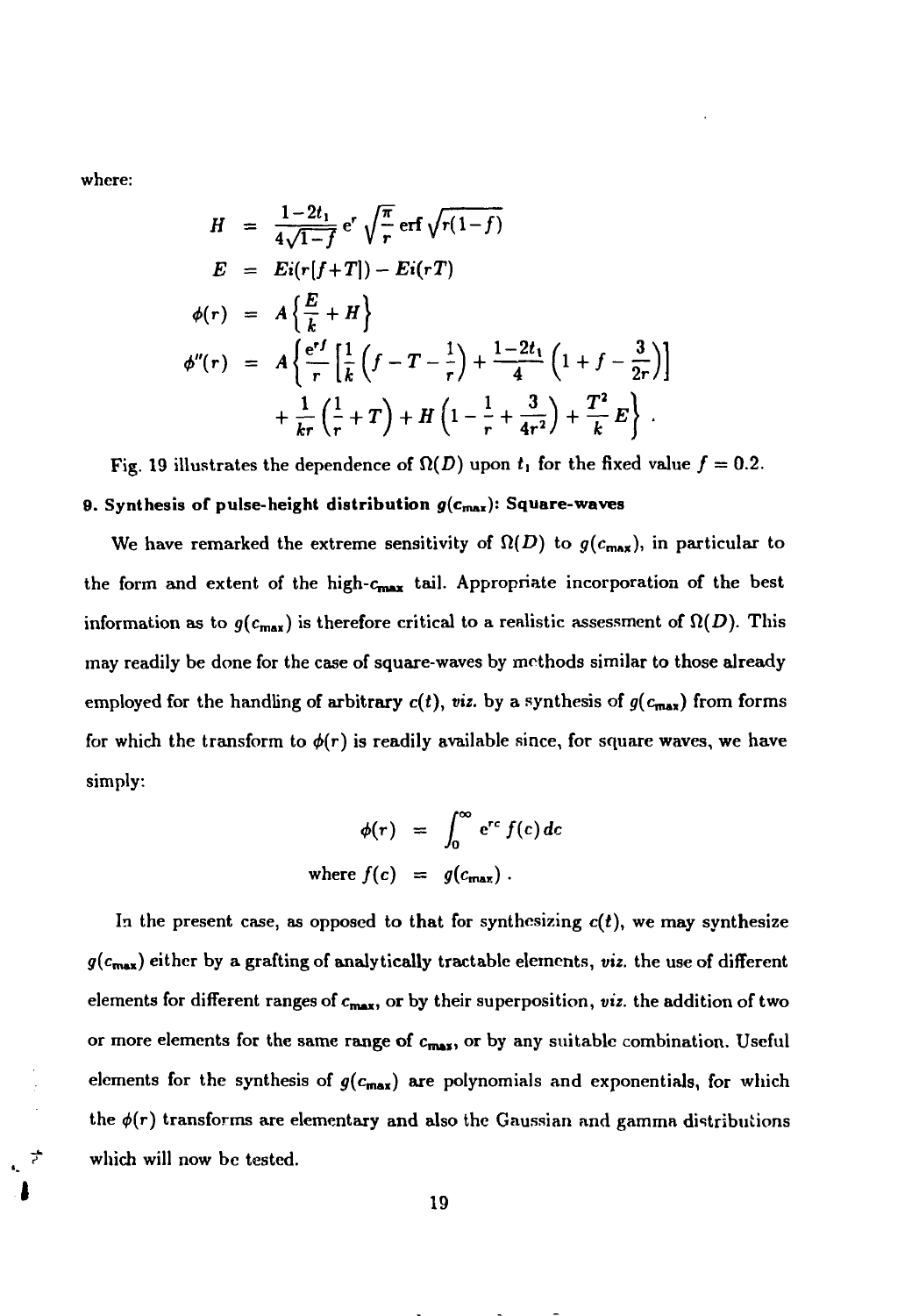where:

$$
\begin{aligned}
H &= \frac{1-2t_1}{4\sqrt{1-f}}\, e^r \sqrt{\frac{\pi}{r}}\, \mathrm{erf}\sqrt{r(1-f)} \\
E &= Ei(r[f+T]) - Ei(rT) \\
\phi(r) &= A\left\{\frac{E}{k} + H\right\} \\
\phi''(r) &= A\left\{\frac{e^{rf}}{r}\left[\frac{1}{k}\left(f - T - \frac{1}{r}\right) + \frac{1-2t_1}{4}\left(1 + f - \frac{3}{2r}\right)\right]\right. \\
&\quad \left. + \frac{1}{kr}\left(\frac{1}{r} + T\right) + H\left(1 - \frac{1}{r} + \frac{3}{4r^2}\right) + \frac{T^2}{k} E\right\} .
\end{aligned}
$$

Fig. 19 illustrates the dependence of $\Omega(D)$ upon $t_1$ for the fixed value $f = 0.2$.

**9. Synthesis of pulse-height distribution $g(c_{max})$: Square-waves**

We have remarked the extreme sensitivity of $\Omega(D)$ to $g(c_{max})$, in particular to the form and extent of the high-$c_{max}$ tail. Appropriate incorporation of the best information as to $g(c_{max})$ is therefore critical to a realistic assessment of $\Omega(D)$. This may readily be done for the case of square-waves by methods similar to those already employed for the handling of arbitrary $c(t)$, *viz.* by a synthesis of $g(c_{max})$ from forms for which the transform to $\phi(r)$ is readily available since, for square waves, we have simply:

$$
\begin{aligned}
\phi(r) &= \int_0^\infty e^{rc} f(c)\, dc \\
\text{where } f(c) &= g(c_{max}) .
\end{aligned}
$$

In the present case, as opposed to that for synthesizing $c(t)$, we may synthesize $g(c_{max})$ either by a grafting of analytically tractable elements, *viz.* the use of different elements for different ranges of $c_{max}$, or by their superposition, *viz.* the addition of two or more elements for the same range of $c_{max}$, or by any suitable combination. Useful elements for the synthesis of $g(c_{max})$ are polynomials and exponentials, for which the $\phi(r)$ transforms are elementary and also the Gaussian and gamma distributions which will now be tested.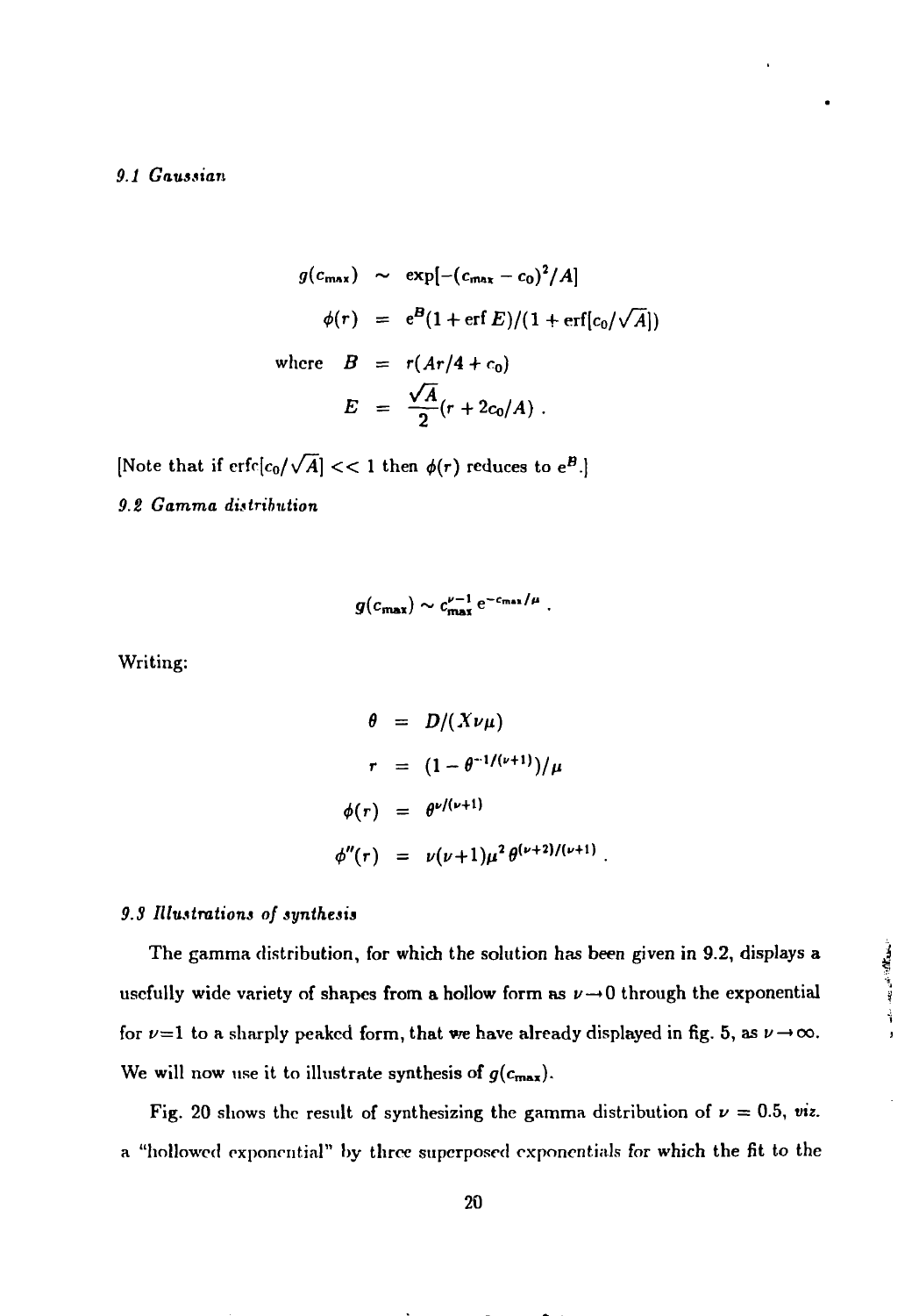### *9.1 Gaussian*

$$
\begin{aligned}
g(c_{max}) &\sim \exp[-(c_{max} - c_0)^2/A] \\
\phi(r) &= e^B(1 + \operatorname{erf} E)/(1 + \operatorname{erf}[c_0/\sqrt{A}]) \\
\text{where} \quad B &= r(Ar/4 + c_0) \\
E &= \frac{\sqrt{A}}{2}(r + 2c_0/A) \; .
\end{aligned}
$$

[Note that if $\operatorname{erfc}[c_0/\sqrt{A}] << 1$ then $\phi(r)$ reduces to $e^B$.]

### *9.2 Gamma distribution*

$$
g(c_{max}) \sim c_{max}^{\nu-1}\, e^{-c_{max}/\mu} \; .
$$

Writing:

$$
\begin{aligned}
\theta &= D/(X\nu\mu) \\
r &= (1 - \theta^{-1/(\nu+1)})/\mu \\
\phi(r) &= \theta^{\nu/(\nu+1)} \\
\phi''(r) &= \nu(\nu+1)\mu^2\, \theta^{(\nu+2)/(\nu+1)} \; .
\end{aligned}
$$

### *9.3 Illustrations of synthesis*

The gamma distribution, for which the solution has been given in 9.2, displays a usefully wide variety of shapes from a hollow form as $\nu \to 0$ through the exponential for $\nu$=1 to a sharply peaked form, that we have already displayed in fig. 5, as $\nu \to \infty$. We will now use it to illustrate synthesis of $g(c_{max})$.

Fig. 20 shows the result of synthesizing the gamma distribution of $\nu = 0.5$, *viz.* a "hollowed exponential" by three superposed exponentials for which the fit to the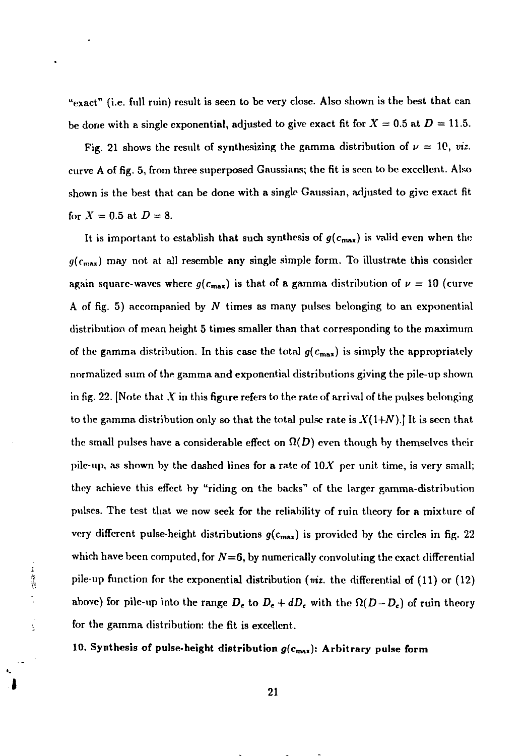"exact" (i.e. full ruin) result is seen to be very close. Also shown is the best that can be done with a single exponential, adjusted to give exact fit for $X = 0.5$ at $D = 11.5$.

Fig. 21 shows the result of synthesizing the gamma distribution of $\nu = 10$, *viz.* curve A of fig. 5, from three superposed Gaussians; the fit is seen to be excellent. Also shown is the best that can be done with a single Gaussian, adjusted to give exact fit for $X = 0.5$ at $D = 8$.

It is important to establish that such synthesis of $g(c_{max})$ is valid even when the $g(c_{max})$ may not at all resemble any single simple form. To illustrate this consider again square-waves where $g(c_{max})$ is that of a gamma distribution of $\nu = 10$ (curve A of fig. 5) accompanied by $N$ times as many pulses belonging to an exponential distribution of mean height 5 times smaller than that corresponding to the maximum of the gamma distribution. In this case the total $g(c_{max})$ is simply the appropriately normalized sum of the gamma and exponential distributions giving the pile-up shown in fig. 22. [Note that $X$ in this figure refers to the rate of arrival of the pulses belonging to the gamma distribution only so that the total pulse rate is $X(1+N)$.] It is seen that the small pulses have a considerable effect on $\Omega(D)$ even though by themselves their pile-up, as shown by the dashed lines for a rate of $10X$ per unit time, is very small; they achieve this effect by "riding on the backs" of the larger gamma-distribution pulses. The test that we now seek for the reliability of ruin theory for a mixture of very different pulse-height distributions $g(c_{max})$ is provided by the circles in fig. 22 which have been computed, for $N=6$, by numerically convoluting the exact differential pile-up function for the exponential distribution (*viz.* the differential of (11) or (12) above) for pile-up into the range $D_e$ to $D_e + dD_e$ with the $\Omega(D - D_e)$ of ruin theory for the gamma distribution: the fit is excellent.

**10. Synthesis of pulse-height distribution $g(c_{max})$: Arbitrary pulse form**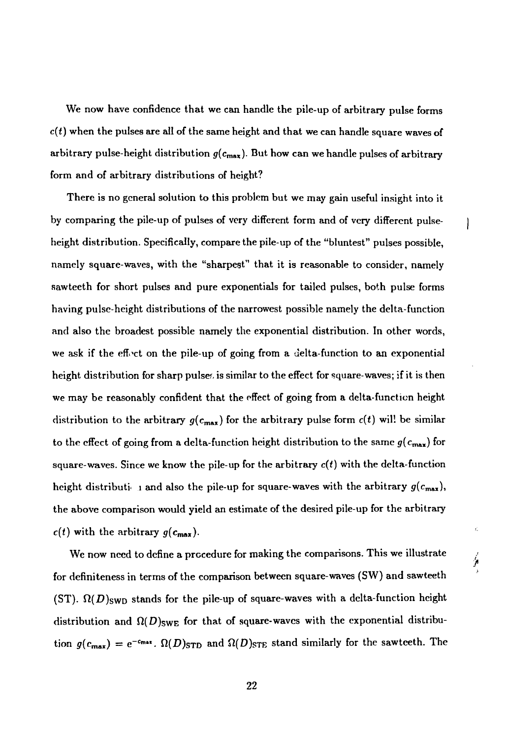We now have confidence that we can handle the pile-up of arbitrary pulse forms $c(t)$ when the pulses are all of the same height and that we can handle square waves of arbitrary pulse-height distribution $g(c_{max})$. But how can we handle pulses of arbitrary form and of arbitrary distributions of height?

There is no general solution to this problem but we may gain useful insight into it by comparing the pile-up of pulses of very different form and of very different pulse-height distribution. Specifically, compare the pile-up of the "bluntest" pulses possible, namely square-waves, with the "sharpest" that it is reasonable to consider, namely sawteeth for short pulses and pure exponentials for tailed pulses, both pulse forms having pulse-height distributions of the narrowest possible namely the delta-function and also the broadest possible namely the exponential distribution. In other words, we ask if the effect on the pile-up of going from a delta-function to an exponential height distribution for sharp pulses is similar to the effect for square-waves; if it is then we may be reasonably confident that the effect of going from a delta-function height distribution to the arbitrary $g(c_{max})$ for the arbitrary pulse form $c(t)$ will be similar to the effect of going from a delta-function height distribution to the same $g(c_{max})$ for square-waves. Since we know the pile-up for the arbitrary $c(t)$ with the delta-function height distribution and also the pile-up for square-waves with the arbitrary $g(c_{max})$, the above comparison would yield an estimate of the desired pile-up for the arbitrary $c(t)$ with the arbitrary $g(c_{max})$.

We now need to define a procedure for making the comparisons. This we illustrate for definiteness in terms of the comparison between square-waves (SW) and sawteeth (ST). $\Omega(D)_{SWD}$ stands for the pile-up of square-waves with a delta-function height distribution and $\Omega(D)_{SWE}$ for that of square-waves with the exponential distribution $g(c_{max}) = e^{-c_{max}}$. $\Omega(D)_{STD}$ and $\Omega(D)_{STE}$ stand similarly for the sawteeth. The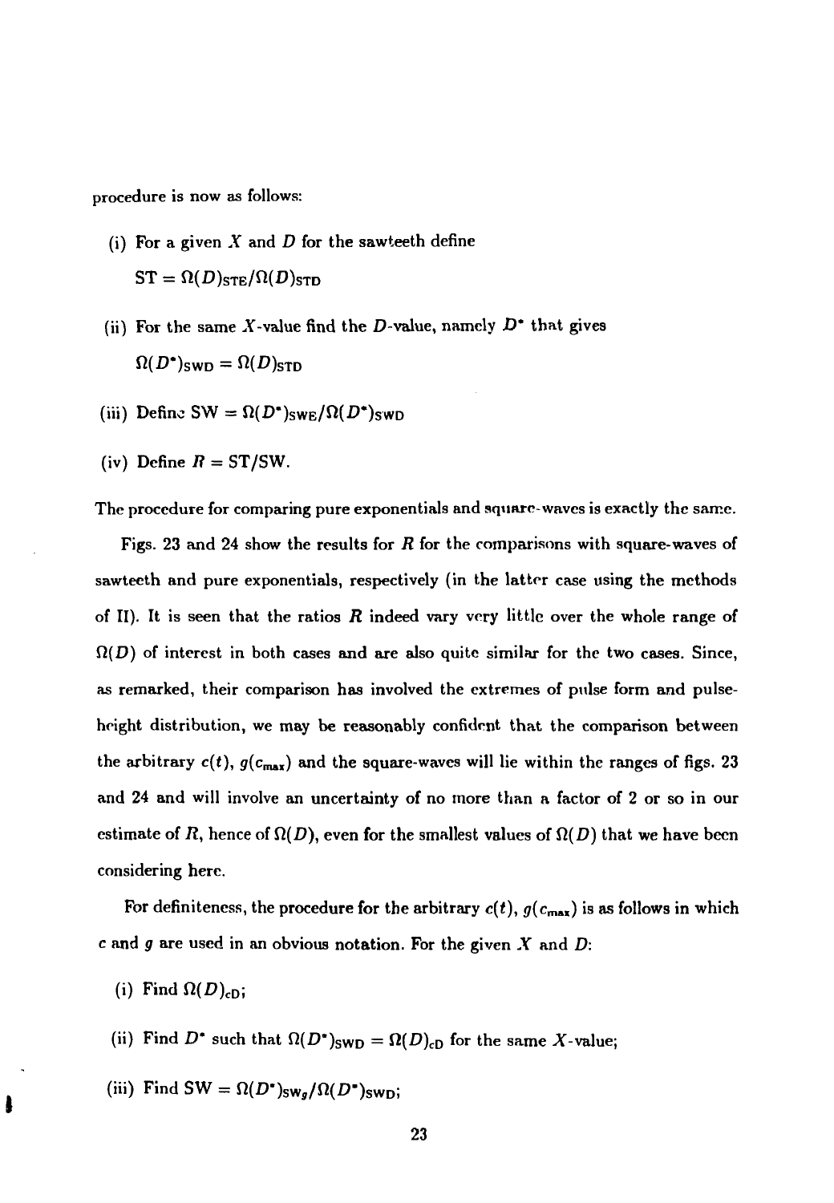procedure is now as follows:

(i) For a given $X$ and $D$ for the sawteeth define

$\mathrm{ST} = \Omega(D)_{\mathrm{STE}}/\Omega(D)_{\mathrm{STD}}$

(ii) For the same $X$-value find the $D$-value, namely $D^*$ that gives

$\Omega(D^*)_{\mathrm{SWD}} = \Omega(D)_{\mathrm{STD}}$

(iii) Define $\mathrm{SW} = \Omega(D^*)_{\mathrm{SWE}}/\Omega(D^*)_{\mathrm{SWD}}$

(iv) Define $R = \mathrm{ST}/\mathrm{SW}$.

The procedure for comparing pure exponentials and square-waves is exactly the same.

Figs. 23 and 24 show the results for $R$ for the comparisons with square-waves of sawteeth and pure exponentials, respectively (in the latter case using the methods of II). It is seen that the ratios $R$ indeed vary very little over the whole range of $\Omega(D)$ of interest in both cases and are also quite similar for the two cases. Since, as remarked, their comparison has involved the extremes of pulse form and pulse-height distribution, we may be reasonably confident that the comparison between the arbitrary $c(t)$, $g(c_{max})$ and the square-waves will lie within the ranges of figs. 23 and 24 and will involve an uncertainty of no more than a factor of 2 or so in our estimate of $R$, hence of $\Omega(D)$, even for the smallest values of $\Omega(D)$ that we have been considering here.

For definiteness, the procedure for the arbitrary $c(t)$, $g(c_{max})$ is as follows in which $c$ and $g$ are used in an obvious notation. For the given $X$ and $D$:

(i) Find $\Omega(D)_{\mathrm{cD}}$;

(ii) Find $D^*$ such that $\Omega(D^*)_{\mathrm{SWD}} = \Omega(D)_{\mathrm{cD}}$ for the same $X$-value;

(iii) Find $\mathrm{SW} = \Omega(D^*)_{\mathrm{SW}g}/\Omega(D^*)_{\mathrm{SWD}}$;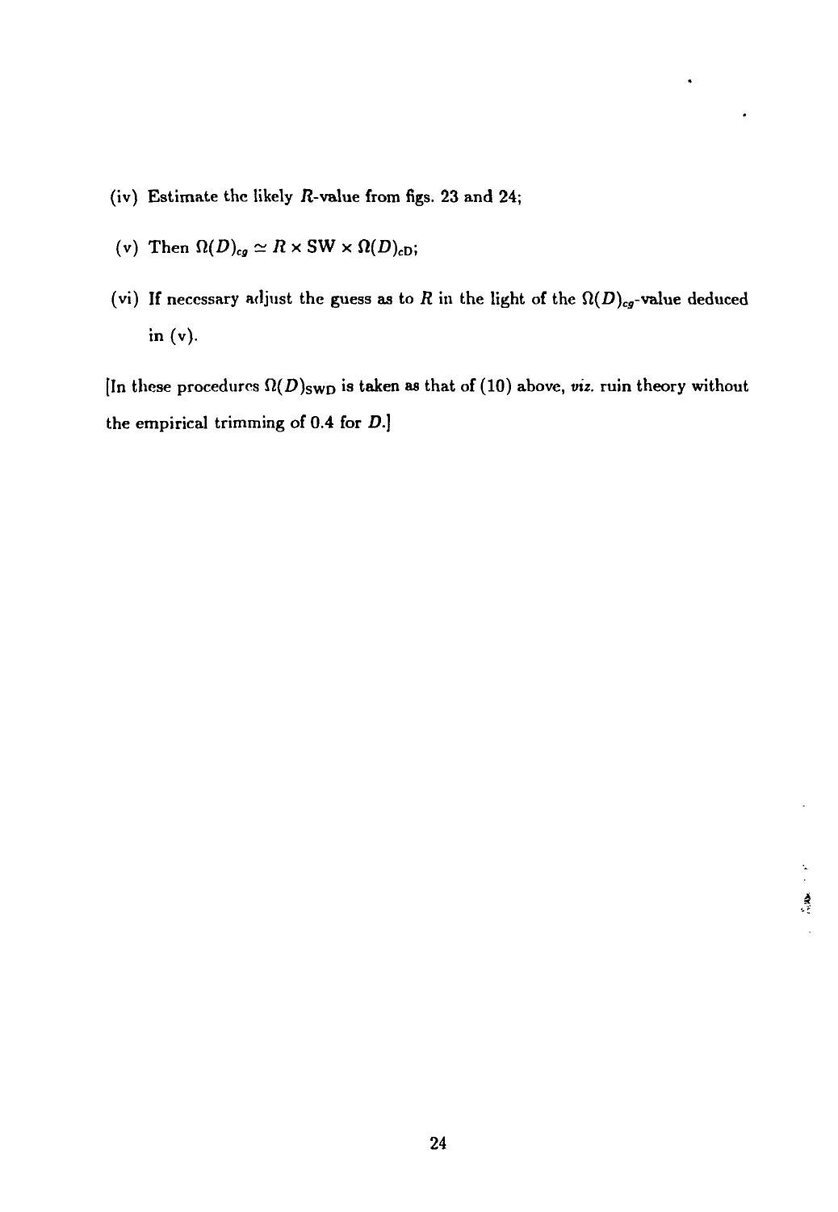(iv) Estimate the likely $R$-value from figs. 23 and 24;

(v) Then $\Omega(D)_{cg} \simeq R \times \mathrm{SW} \times \Omega(D)_{\mathrm{cD}}$;

(vi) If necessary adjust the guess as to $R$ in the light of the $\Omega(D)_{cg}$-value deduced in (v).

[In these procedures $\Omega(D)_{\mathrm{SWD}}$ is taken as that of (10) above, *viz.* ruin theory without the empirical trimming of 0.4 for $D$.]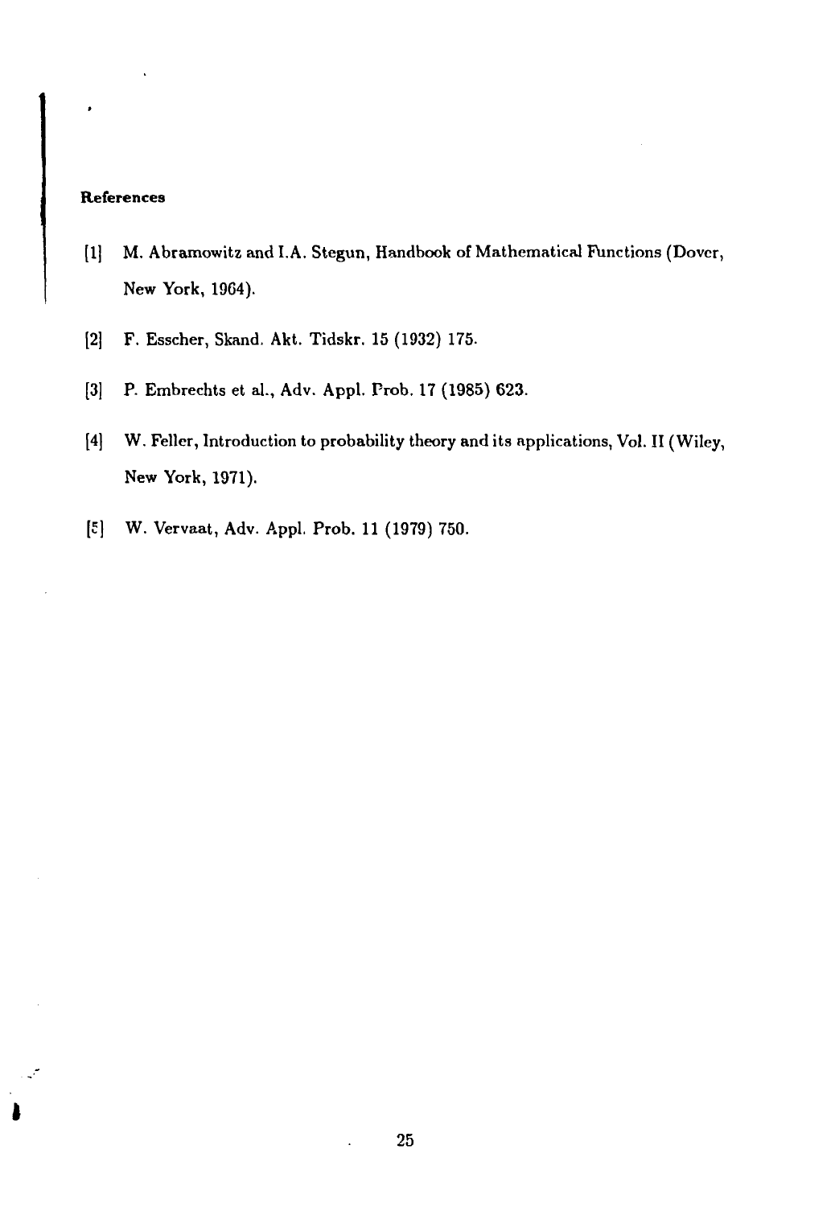## References

[1] M. Abramowitz and I.A. Stegun, Handbook of Mathematical Functions (Dover, New York, 1964).

[2] F. Esscher, Skand. Akt. Tidskr. 15 (1932) 175.

[3] P. Embrechts et al., Adv. Appl. Prob. 17 (1985) 623.

[4] W. Feller, Introduction to probability theory and its applications, Vol. II (Wiley, New York, 1971).

[5] W. Vervaat, Adv. Appl. Prob. 11 (1979) 750.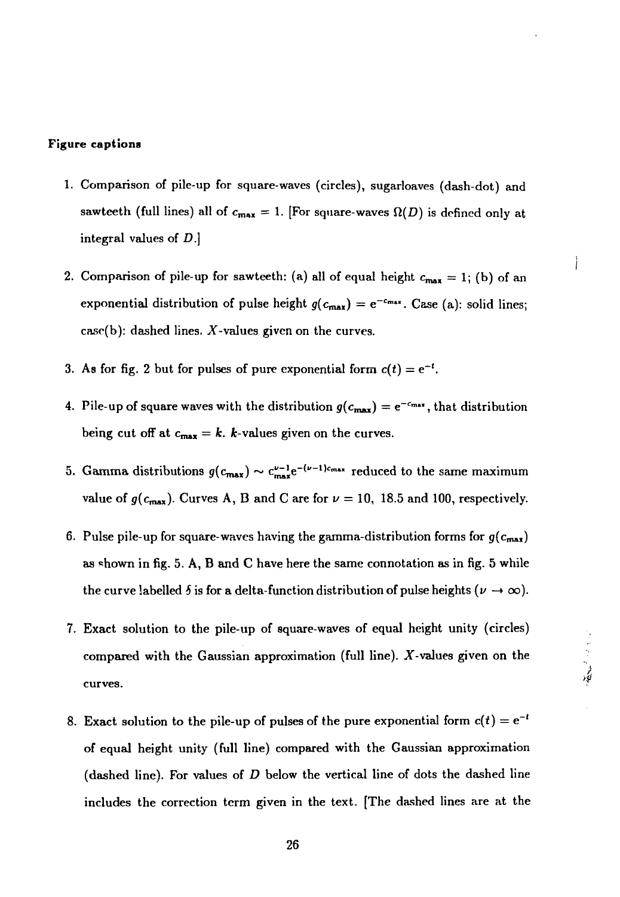**Figure captions**

1. Comparison of pile-up for square-waves (circles), sugarloaves (dash-dot) and sawteeth (full lines) all of $c_{max} = 1$. [For square-waves $\Omega(D)$ is defined only at integral values of $D$.]

2. Comparison of pile-up for sawteeth: (a) all of equal height $c_{max} = 1$; (b) of an exponential distribution of pulse height $g(c_{max}) = e^{-c_{max}}$. Case (a): solid lines; case(b): dashed lines. $X$-values given on the curves.

3. As for fig. 2 but for pulses of pure exponential form $c(t) = e^{-t}$.

4. Pile-up of square waves with the distribution $g(c_{max}) = e^{-c_{max}}$, that distribution being cut off at $c_{max} = k$. $k$-values given on the curves.

5. Gamma distributions $g(c_{max}) \sim c_{max}^{\nu-1} e^{-(\nu-1)c_{max}}$ reduced to the same maximum value of $g(c_{max})$. Curves A, B and C are for $\nu = 10$, 18.5 and 100, respectively.

6. Pulse pile-up for square-waves having the gamma-distribution forms for $g(c_{max})$ as shown in fig. 5. A, B and C have here the same connotation as in fig. 5 while the curve labelled $\delta$ is for a delta-function distribution of pulse heights ($\nu \to \infty$).

7. Exact solution to the pile-up of square-waves of equal height unity (circles) compared with the Gaussian approximation (full line). $X$-values given on the curves.

8. Exact solution to the pile-up of pulses of the pure exponential form $c(t) = e^{-t}$ of equal height unity (full line) compared with the Gaussian approximation (dashed line). For values of $D$ below the vertical line of dots the dashed line includes the correction term given in the text. [The dashed lines are at the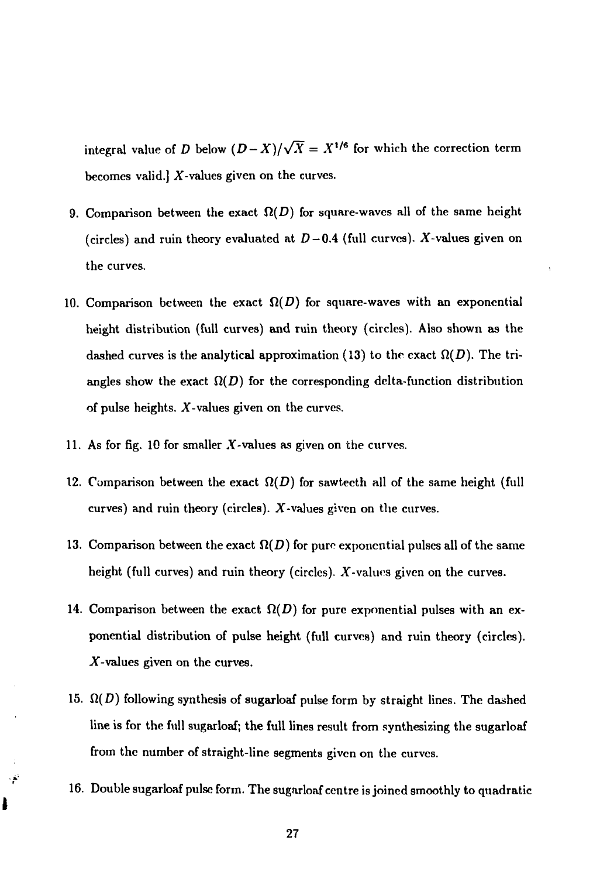integral value of $D$ below $(D-X)/\sqrt{X} = X^{1/6}$ for which the correction term becomes valid.} $X$-values given on the curves.

9. Comparison between the exact $\Omega(D)$ for square-waves all of the same height (circles) and ruin theory evaluated at $D-0.4$ (full curves). $X$-values given on the curves.

10. Comparison between the exact $\Omega(D)$ for square-waves with an exponential height distribution (full curves) and ruin theory (circles). Also shown as the dashed curves is the analytical approximation (13) to the exact $\Omega(D)$. The triangles show the exact $\Omega(D)$ for the corresponding delta-function distribution of pulse heights. $X$-values given on the curves.

11. As for fig. 10 for smaller $X$-values as given on the curves.

12. Comparison between the exact $\Omega(D)$ for sawteeth all of the same height (full curves) and ruin theory (circles). $X$-values given on the curves.

13. Comparison between the exact $\Omega(D)$ for pure exponential pulses all of the same height (full curves) and ruin theory (circles). $X$-values given on the curves.

14. Comparison between the exact $\Omega(D)$ for pure exponential pulses with an exponential distribution of pulse height (full curves) and ruin theory (circles). $X$-values given on the curves.

15. $\Omega(D)$ following synthesis of sugarloaf pulse form by straight lines. The dashed line is for the full sugarloaf; the full lines result from synthesizing the sugarloaf from the number of straight-line segments given on the curves.

16. Double sugarloaf pulse form. The sugarloaf centre is joined smoothly to quadratic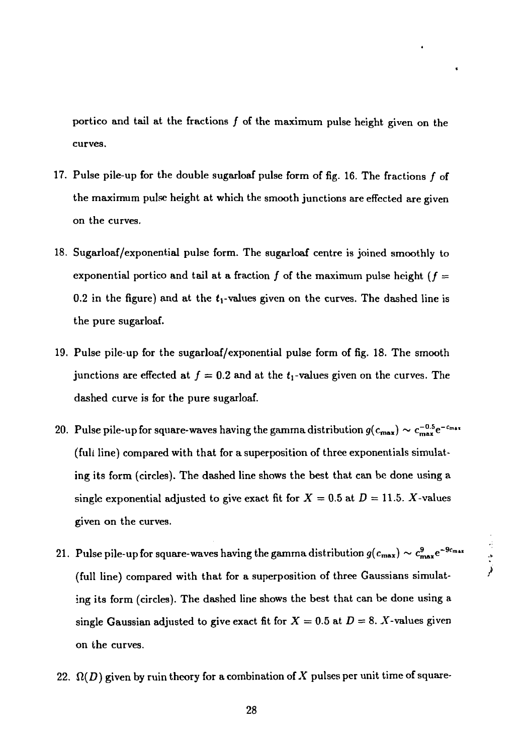portico and tail at the fractions $f$ of the maximum pulse height given on the curves.

17. Pulse pile-up for the double sugarloaf pulse form of fig. 16. The fractions $f$ of the maximum pulse height at which the smooth junctions are effected are given on the curves.

18. Sugarloaf/exponential pulse form. The sugarloaf centre is joined smoothly to exponential portico and tail at a fraction $f$ of the maximum pulse height ($f = 0.2$ in the figure) and at the $t_1$-values given on the curves. The dashed line is the pure sugarloaf.

19. Pulse pile-up for the sugarloaf/exponential pulse form of fig. 18. The smooth junctions are effected at $f = 0.2$ and at the $t_1$-values given on the curves. The dashed curve is for the pure sugarloaf.

20. Pulse pile-up for square-waves having the gamma distribution $g(c_{max}) \sim c_{max}^{-0.5} e^{-c_{max}}$ (full line) compared with that for a superposition of three exponentials simulating its form (circles). The dashed line shows the best that can be done using a single exponential adjusted to give exact fit for $X = 0.5$ at $D = 11.5$. $X$-values given on the curves.

21. Pulse pile-up for square-waves having the gamma distribution $g(c_{max}) \sim c_{max}^{9} e^{-9c_{max}}$ (full line) compared with that for a superposition of three Gaussians simulating its form (circles). The dashed line shows the best that can be done using a single Gaussian adjusted to give exact fit for $X = 0.5$ at $D = 8$. $X$-values given on the curves.

22. $\Omega(D)$ given by ruin theory for a combination of $X$ pulses per unit time of square-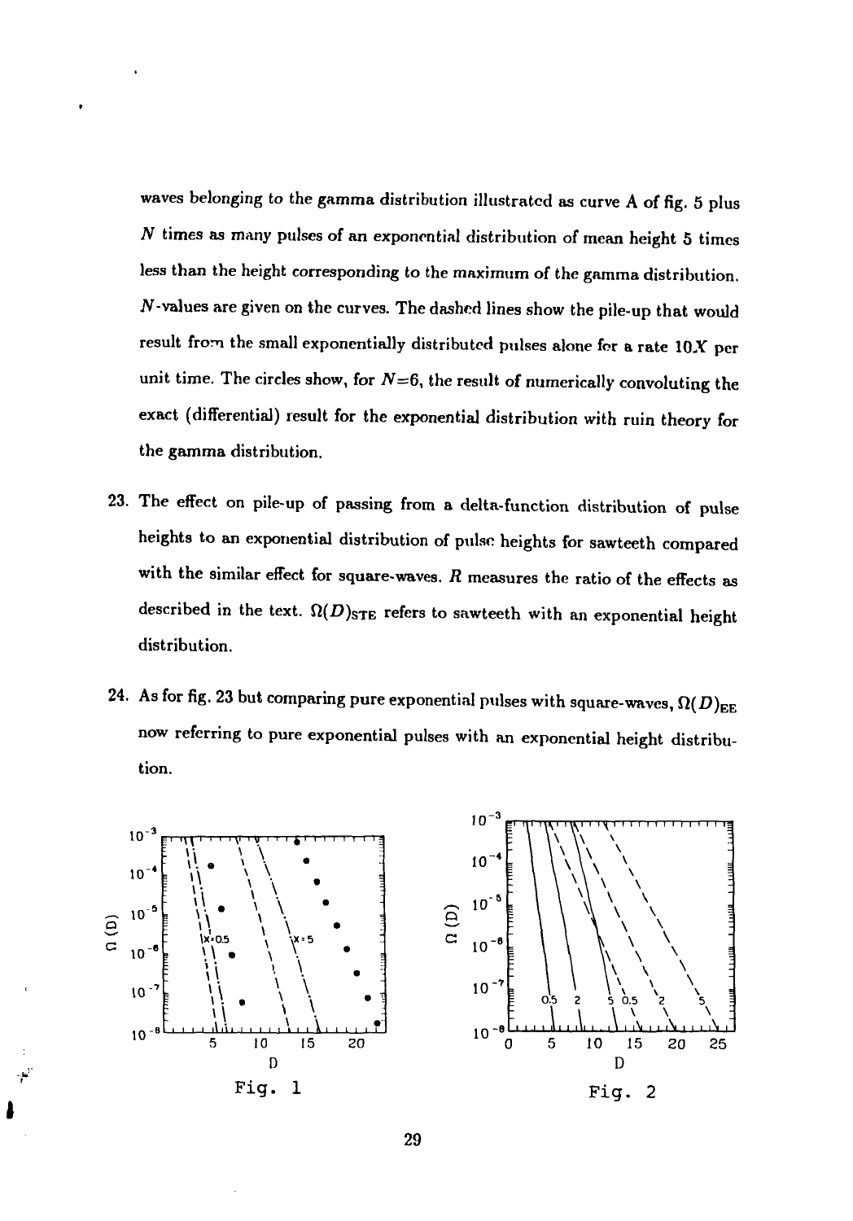waves belonging to the gamma distribution illustrated as curve A of fig. 5 plus $N$ times as many pulses of an exponential distribution of mean height 5 times less than the height corresponding to the maximum of the gamma distribution. $N$-values are given on the curves. The dashed lines show the pile-up that would result from the small exponentially distributed pulses alone for a rate $10X$ per unit time. The circles show, for $N$=6, the result of numerically convoluting the exact (differential) result for the exponential distribution with ruin theory for the gamma distribution.

23. The effect on pile-up of passing from a delta-function distribution of pulse heights to an exponential distribution of pulse heights for sawteeth compared with the similar effect for square-waves. $R$ measures the ratio of the effects as described in the text. $\Omega(D)_{\mathrm{STE}}$ refers to sawteeth with an exponential height distribution.

24. As for fig. 23 but comparing pure exponential pulses with square-waves, $\Omega(D)_{\mathrm{EE}}$ now referring to pure exponential pulses with an exponential height distribution.

Fig. 1

Fig. 2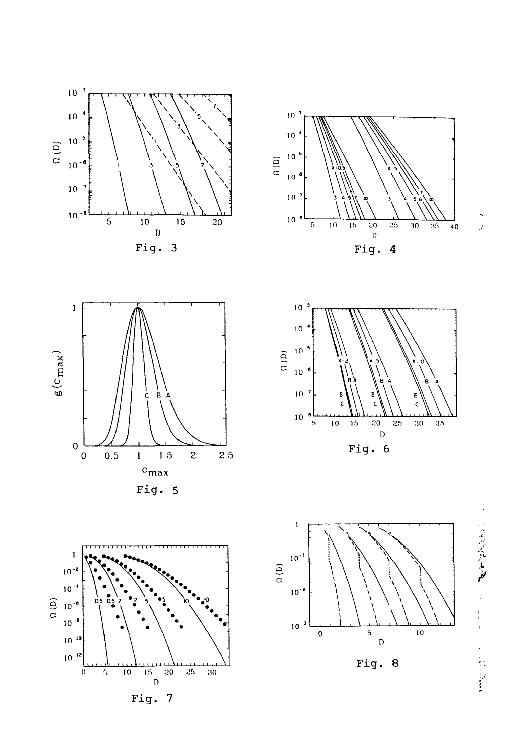Fig. 3

Fig. 4

Fig. 5

Fig. 6

Fig. 7

Fig. 8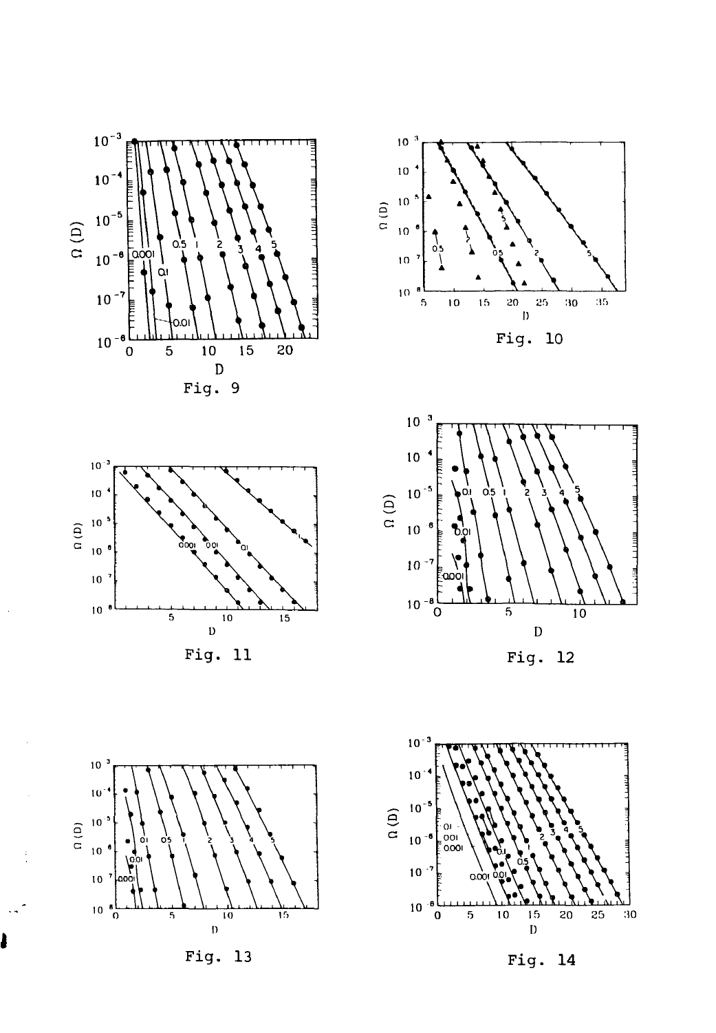Fig. 9

Fig. 10

Fig. 11

Fig. 12

Fig. 13

Fig. 14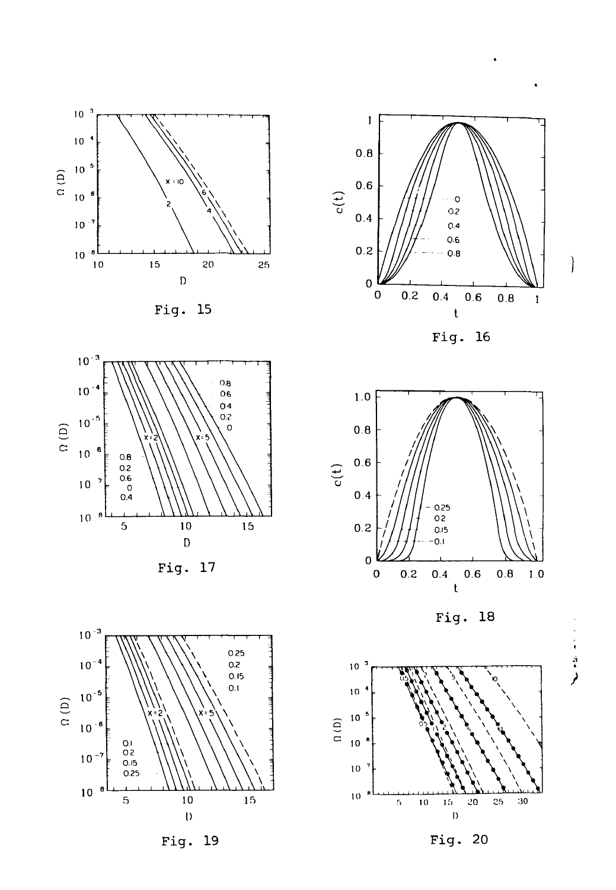Fig. 15

Fig. 16

Fig. 17

Fig. 18

Fig. 19

Fig. 20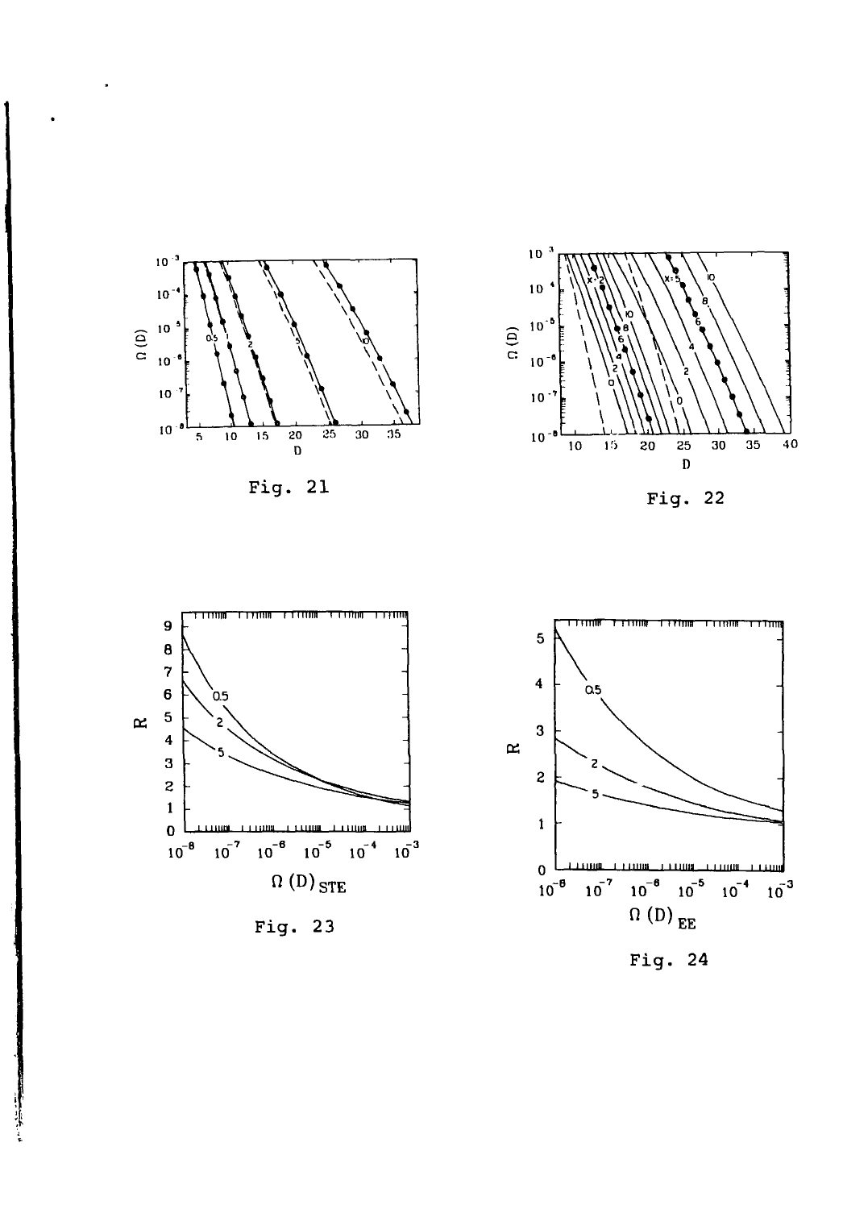$10^{-3}$

$10^{-4}$

$10^{-5}$

$10^{-6}$

$10^{-7}$

$10^{-8}$

$\Omega(D)$

0.5

2

5

10

5 10 15 20 25 30 35

D

Fig. 21

$10^{-3}$

$10^{-4}$

$10^{-5}$

$10^{-6}$

$10^{-7}$

$10^{-8}$

$\Omega(D)$

X=2

X=5

10

8

6

4

2

0

10 15 20 25 30 35 40

D

Fig. 22

R

9 8 7 6 5 4 3 2 1 0

0.5

2

5

$10^{-8}$ $10^{-7}$ $10^{-6}$ $10^{-5}$ $10^{-4}$ $10^{-3}$

$\Omega(D)_{STE}$

Fig. 23

R

5 4 3 2 1 0

0.5

2

5

$10^{-8}$ $10^{-7}$ $10^{-6}$ $10^{-5}$ $10^{-4}$ $10^{-3}$

$\Omega(D)_{EE}$

Fig. 24